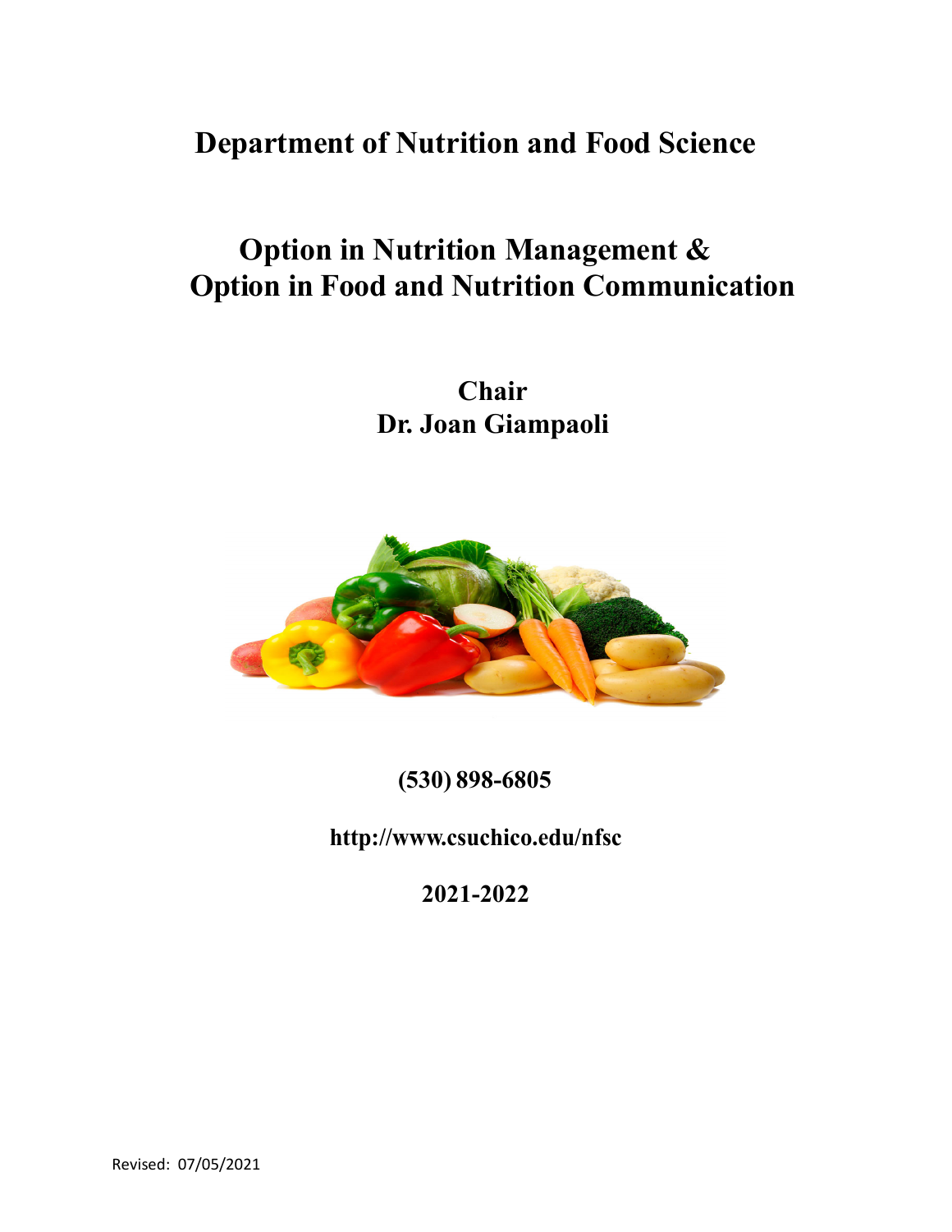# Department of Nutrition and Food Science

## Option in Nutrition Management &
## Option in Food and Nutrition Communication

**Chair**
**Dr. Joan Giampaoli**

**(530) 898-6805**

**http://www.csuchico.edu/nfsc**

**2021-2022**

Revised: 07/05/2021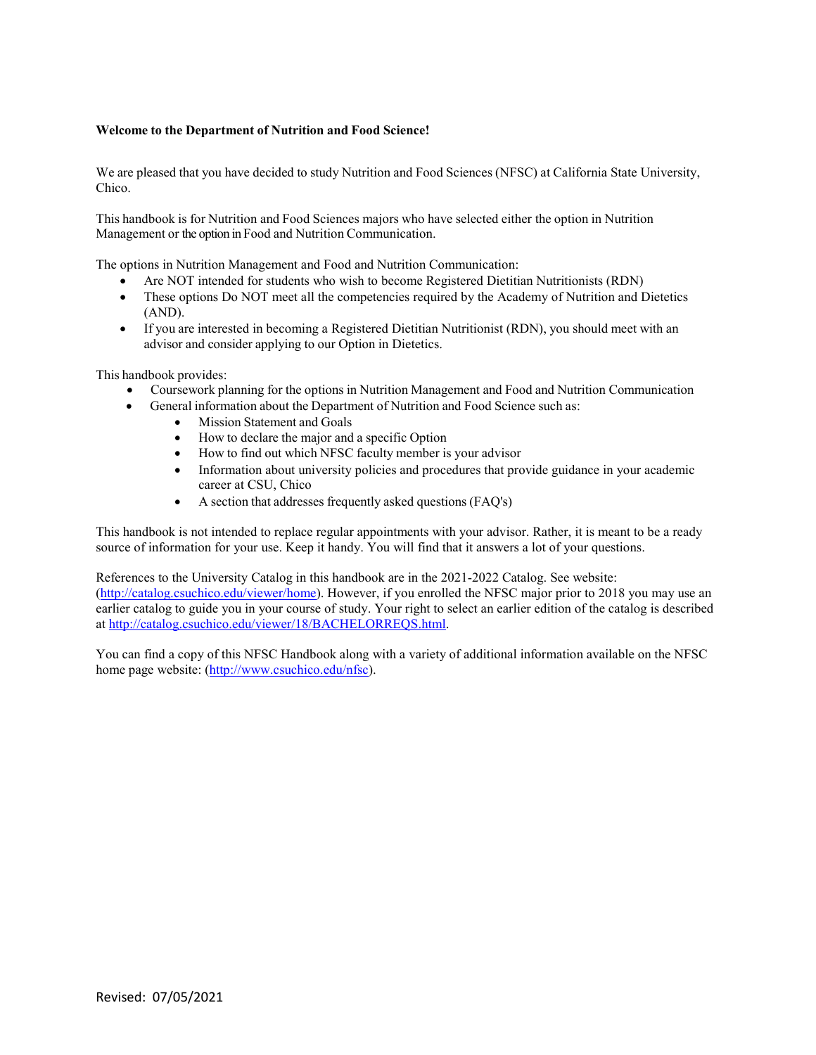**Welcome to the Department of Nutrition and Food Science!**

We are pleased that you have decided to study Nutrition and Food Sciences (NFSC) at California State University, Chico.

This handbook is for Nutrition and Food Sciences majors who have selected either the option in Nutrition Management or the option in Food and Nutrition Communication.

The options in Nutrition Management and Food and Nutrition Communication:

- Are NOT intended for students who wish to become Registered Dietitian Nutritionists (RDN)
- These options Do NOT meet all the competencies required by the Academy of Nutrition and Dietetics (AND).
- If you are interested in becoming a Registered Dietitian Nutritionist (RDN), you should meet with an advisor and consider applying to our Option in Dietetics.

This handbook provides:

- Coursework planning for the options in Nutrition Management and Food and Nutrition Communication
- General information about the Department of Nutrition and Food Science such as:
  - Mission Statement and Goals
  - How to declare the major and a specific Option
  - How to find out which NFSC faculty member is your advisor
  - Information about university policies and procedures that provide guidance in your academic career at CSU, Chico
  - A section that addresses frequently asked questions (FAQ's)

This handbook is not intended to replace regular appointments with your advisor. Rather, it is meant to be a ready source of information for your use. Keep it handy. You will find that it answers a lot of your questions.

References to the University Catalog in this handbook are in the 2021-2022 Catalog. See website: (http://catalog.csuchico.edu/viewer/home). However, if you enrolled the NFSC major prior to 2018 you may use an earlier catalog to guide you in your course of study. Your right to select an earlier edition of the catalog is described at http://catalog.csuchico.edu/viewer/18/BACHELORREQS.html.

You can find a copy of this NFSC Handbook along with a variety of additional information available on the NFSC home page website: (http://www.csuchico.edu/nfsc).

Revised: 07/05/2021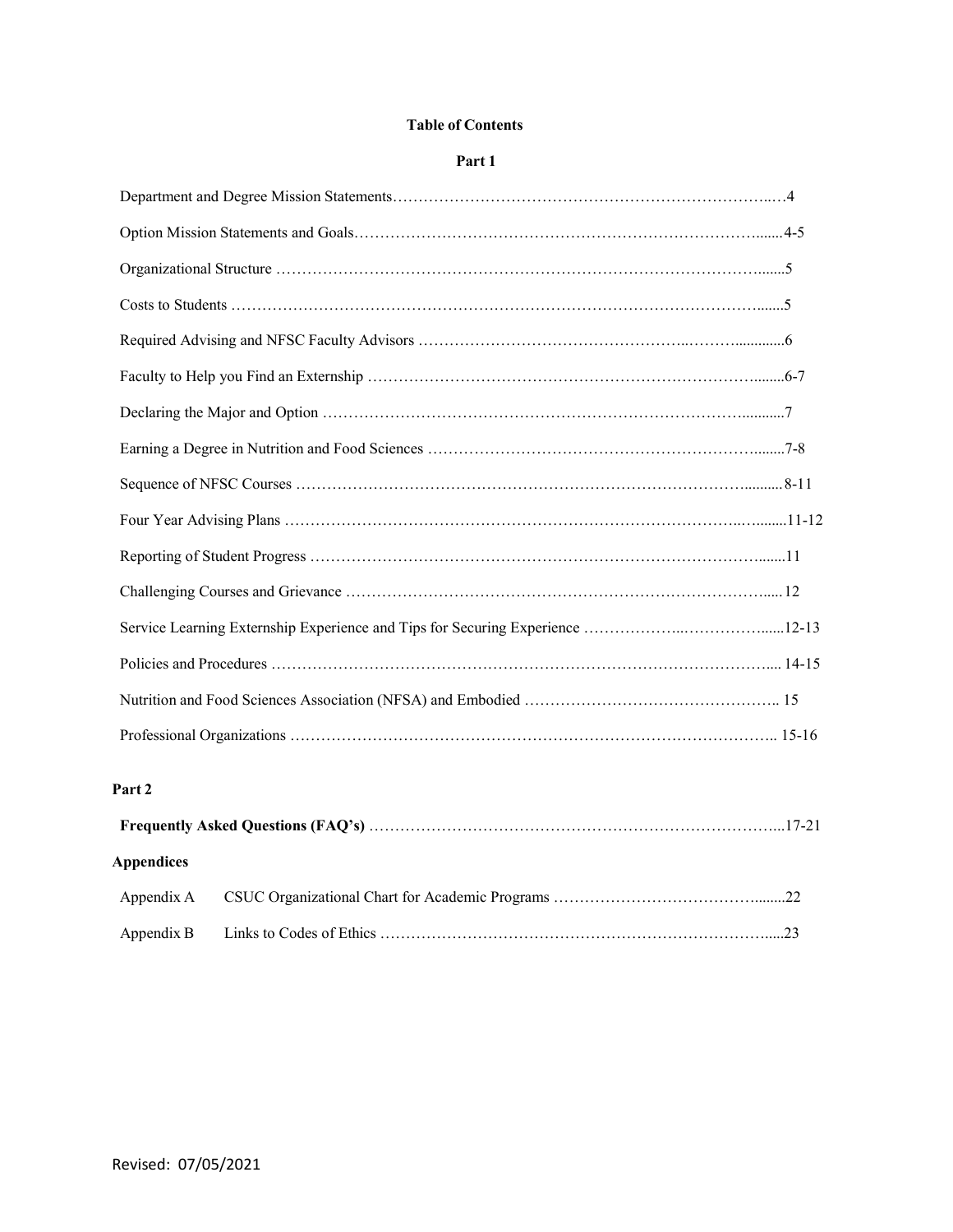# Table of Contents

## Part 1

| Section | Page |
|---|---|
| Department and Degree Mission Statements | 4 |
| Option Mission Statements and Goals | 4-5 |
| Organizational Structure | 5 |
| Costs to Students | 5 |
| Required Advising and NFSC Faculty Advisors | 6 |
| Faculty to Help you Find an Externship | 6-7 |
| Declaring the Major and Option | 7 |
| Earning a Degree in Nutrition and Food Sciences | 7-8 |
| Sequence of NFSC Courses | 8-11 |
| Four Year Advising Plans | 11-12 |
| Reporting of Student Progress | 11 |
| Challenging Courses and Grievance | 12 |
| Service Learning Externship Experience and Tips for Securing Experience | 12-13 |
| Policies and Procedures | 14-15 |
| Nutrition and Food Sciences Association (NFSA) and Embodied | 15 |
| Professional Organizations | 15-16 |

## Part 2

| Section | Page |
|---|---|
| **Frequently Asked Questions (FAQ's)** | 17-21 |

## Appendices

| Appendix | Title | Page |
|---|---|---|
| Appendix A | CSUC Organizational Chart for Academic Programs | 22 |
| Appendix B | Links to Codes of Ethics | 23 |

Revised: 07/05/2021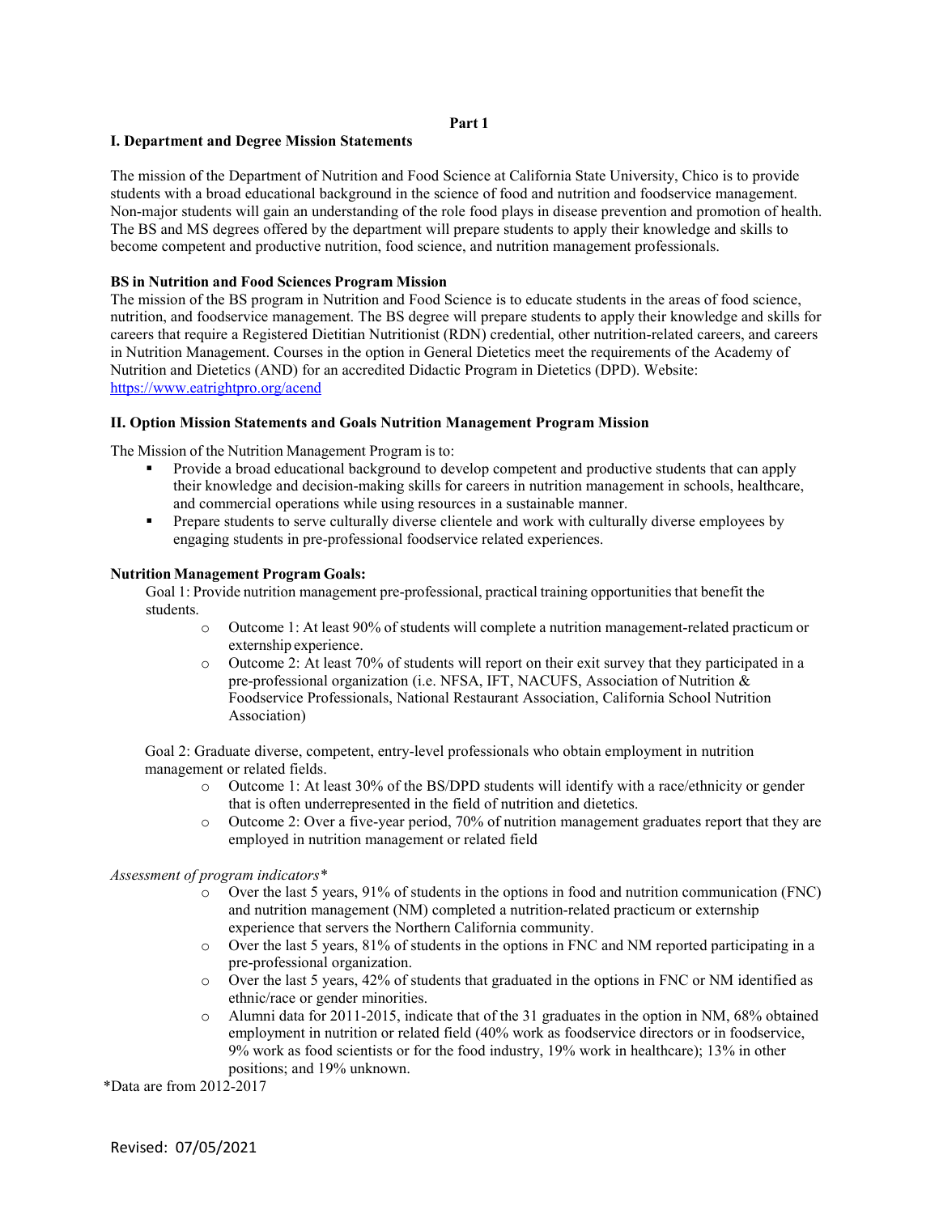# Part 1

## I. Department and Degree Mission Statements

The mission of the Department of Nutrition and Food Science at California State University, Chico is to provide students with a broad educational background in the science of food and nutrition and foodservice management. Non-major students will gain an understanding of the role food plays in disease prevention and promotion of health. The BS and MS degrees offered by the department will prepare students to apply their knowledge and skills to become competent and productive nutrition, food science, and nutrition management professionals.

### BS in Nutrition and Food Sciences Program Mission

The mission of the BS program in Nutrition and Food Science is to educate students in the areas of food science, nutrition, and foodservice management. The BS degree will prepare students to apply their knowledge and skills for careers that require a Registered Dietitian Nutritionist (RDN) credential, other nutrition-related careers, and careers in Nutrition Management. Courses in the option in General Dietetics meet the requirements of the Academy of Nutrition and Dietetics (AND) for an accredited Didactic Program in Dietetics (DPD). Website: https://www.eatrightpro.org/acend

## II. Option Mission Statements and Goals Nutrition Management Program Mission

The Mission of the Nutrition Management Program is to:

- Provide a broad educational background to develop competent and productive students that can apply their knowledge and decision-making skills for careers in nutrition management in schools, healthcare, and commercial operations while using resources in a sustainable manner.
- Prepare students to serve culturally diverse clientele and work with culturally diverse employees by engaging students in pre-professional foodservice related experiences.

### Nutrition Management Program Goals:

Goal 1: Provide nutrition management pre-professional, practical training opportunities that benefit the students.

- Outcome 1: At least 90% of students will complete a nutrition management-related practicum or externship experience.
- Outcome 2: At least 70% of students will report on their exit survey that they participated in a pre-professional organization (i.e. NFSA, IFT, NACUFS, Association of Nutrition & Foodservice Professionals, National Restaurant Association, California School Nutrition Association)

Goal 2: Graduate diverse, competent, entry-level professionals who obtain employment in nutrition management or related fields.

- Outcome 1: At least 30% of the BS/DPD students will identify with a race/ethnicity or gender that is often underrepresented in the field of nutrition and dietetics.
- Outcome 2: Over a five-year period, 70% of nutrition management graduates report that they are employed in nutrition management or related field

*Assessment of program indicators**

- Over the last 5 years, 91% of students in the options in food and nutrition communication (FNC) and nutrition management (NM) completed a nutrition-related practicum or externship experience that servers the Northern California community.
- Over the last 5 years, 81% of students in the options in FNC and NM reported participating in a pre-professional organization.
- Over the last 5 years, 42% of students that graduated in the options in FNC or NM identified as ethnic/race or gender minorities.
- Alumni data for 2011-2015, indicate that of the 31 graduates in the option in NM, 68% obtained employment in nutrition or related field (40% work as foodservice directors or in foodservice, 9% work as food scientists or for the food industry, 19% work in healthcare); 13% in other positions; and 19% unknown.

*Data are from 2012-2017

Revised: 07/05/2021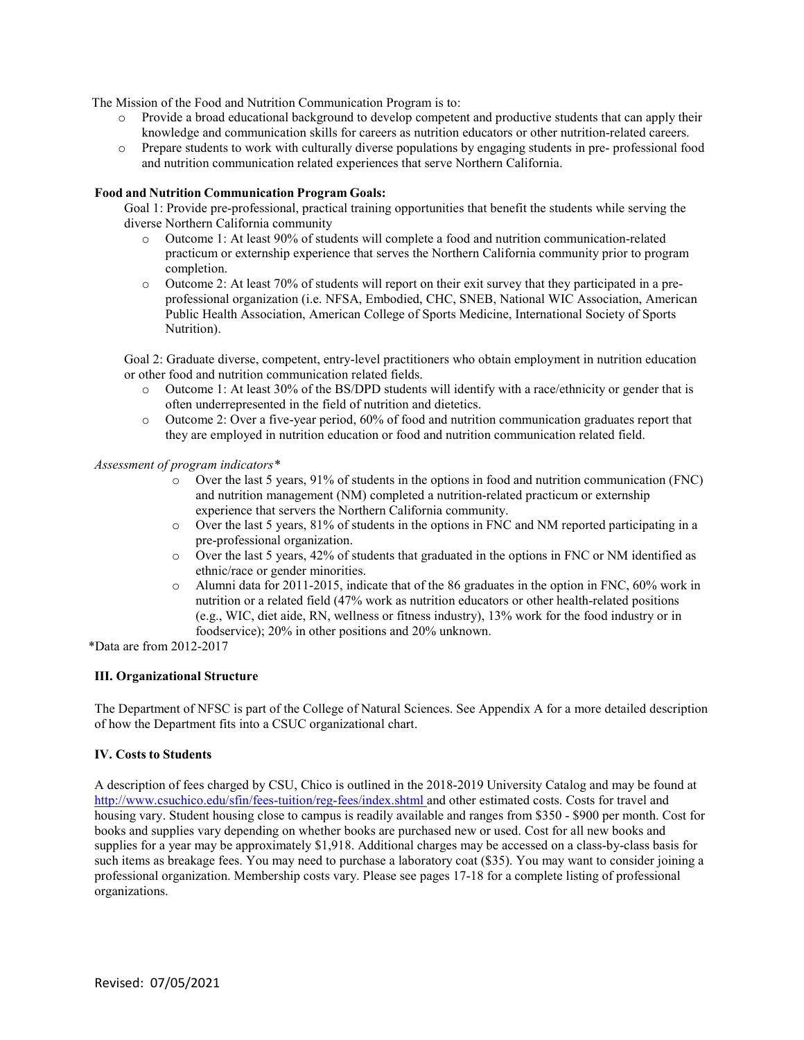The Mission of the Food and Nutrition Communication Program is to:

- Provide a broad educational background to develop competent and productive students that can apply their knowledge and communication skills for careers as nutrition educators or other nutrition-related careers.
- Prepare students to work with culturally diverse populations by engaging students in pre- professional food and nutrition communication related experiences that serve Northern California.

**Food and Nutrition Communication Program Goals:**

Goal 1: Provide pre-professional, practical training opportunities that benefit the students while serving the diverse Northern California community

- Outcome 1: At least 90% of students will complete a food and nutrition communication-related practicum or externship experience that serves the Northern California community prior to program completion.
- Outcome 2: At least 70% of students will report on their exit survey that they participated in a pre-professional organization (i.e. NFSA, Embodied, CHC, SNEB, National WIC Association, American Public Health Association, American College of Sports Medicine, International Society of Sports Nutrition).

Goal 2: Graduate diverse, competent, entry-level practitioners who obtain employment in nutrition education or other food and nutrition communication related fields.

- Outcome 1: At least 30% of the BS/DPD students will identify with a race/ethnicity or gender that is often underrepresented in the field of nutrition and dietetics.
- Outcome 2: Over a five-year period, 60% of food and nutrition communication graduates report that they are employed in nutrition education or food and nutrition communication related field.

*Assessment of program indicators**

- Over the last 5 years, 91% of students in the options in food and nutrition communication (FNC) and nutrition management (NM) completed a nutrition-related practicum or externship experience that servers the Northern California community.
- Over the last 5 years, 81% of students in the options in FNC and NM reported participating in a pre-professional organization.
- Over the last 5 years, 42% of students that graduated in the options in FNC or NM identified as ethnic/race or gender minorities.
- Alumni data for 2011-2015, indicate that of the 86 graduates in the option in FNC, 60% work in nutrition or a related field (47% work as nutrition educators or other health-related positions (e.g., WIC, diet aide, RN, wellness or fitness industry), 13% work for the food industry or in foodservice); 20% in other positions and 20% unknown.

*Data are from 2012-2017

### III. Organizational Structure

The Department of NFSC is part of the College of Natural Sciences. See Appendix A for a more detailed description of how the Department fits into a CSUC organizational chart.

### IV. Costs to Students

A description of fees charged by CSU, Chico is outlined in the 2018-2019 University Catalog and may be found at http://www.csuchico.edu/sfin/fees-tuition/reg-fees/index.shtml and other estimated costs. Costs for travel and housing vary. Student housing close to campus is readily available and ranges from $350 - $900 per month. Cost for books and supplies vary depending on whether books are purchased new or used. Cost for all new books and supplies for a year may be approximately $1,918. Additional charges may be accessed on a class-by-class basis for such items as breakage fees. You may need to purchase a laboratory coat ($35). You may want to consider joining a professional organization. Membership costs vary. Please see pages 17-18 for a complete listing of professional organizations.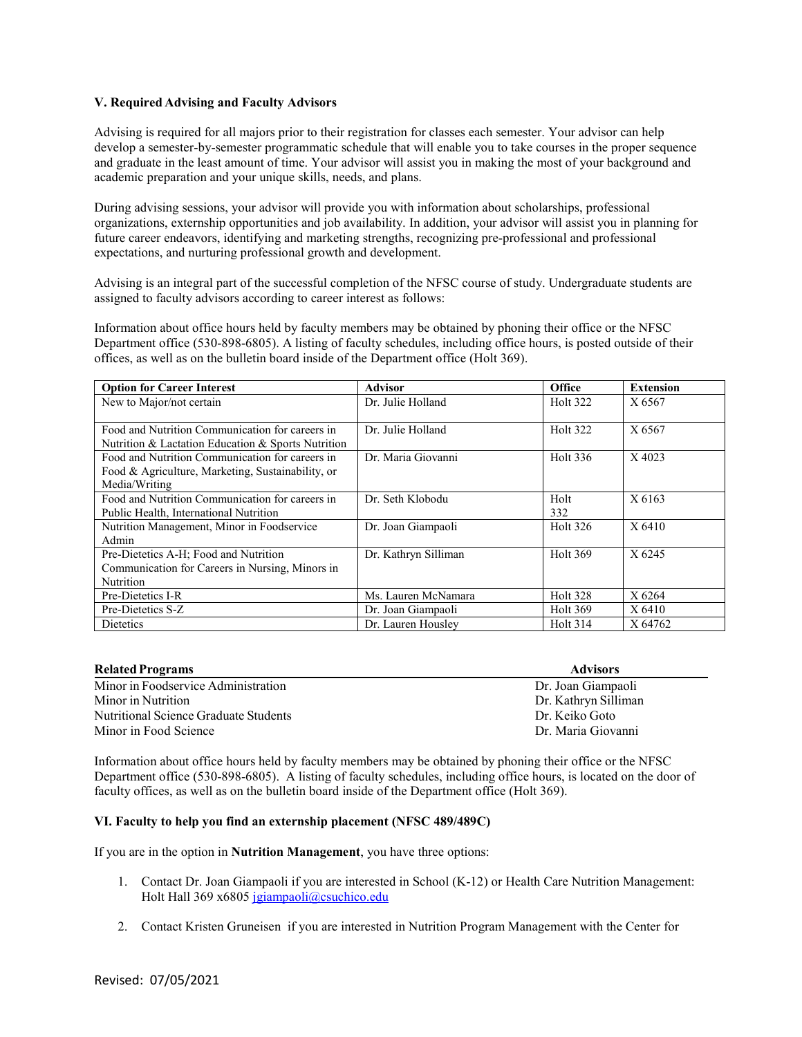**V. Required Advising and Faculty Advisors**

Advising is required for all majors prior to their registration for classes each semester. Your advisor can help develop a semester-by-semester programmatic schedule that will enable you to take courses in the proper sequence and graduate in the least amount of time. Your advisor will assist you in making the most of your background and academic preparation and your unique skills, needs, and plans.

During advising sessions, your advisor will provide you with information about scholarships, professional organizations, externship opportunities and job availability. In addition, your advisor will assist you in planning for future career endeavors, identifying and marketing strengths, recognizing pre-professional and professional expectations, and nurturing professional growth and development.

Advising is an integral part of the successful completion of the NFSC course of study. Undergraduate students are assigned to faculty advisors according to career interest as follows:

Information about office hours held by faculty members may be obtained by phoning their office or the NFSC Department office (530-898-6805). A listing of faculty schedules, including office hours, is posted outside of their offices, as well as on the bulletin board inside of the Department office (Holt 369).

| Option for Career Interest | Advisor | Office | Extension |
|---|---|---|---|
| New to Major/not certain | Dr. Julie Holland | Holt 322 | X 6567 |
| Food and Nutrition Communication for careers in Nutrition & Lactation Education & Sports Nutrition | Dr. Julie Holland | Holt 322 | X 6567 |
| Food and Nutrition Communication for careers in Food & Agriculture, Marketing, Sustainability, or Media/Writing | Dr. Maria Giovanni | Holt 336 | X 4023 |
| Food and Nutrition Communication for careers in Public Health, International Nutrition | Dr. Seth Klobodu | Holt 332 | X 6163 |
| Nutrition Management, Minor in Foodservice Admin | Dr. Joan Giampaoli | Holt 326 | X 6410 |
| Pre-Dietetics A-H; Food and Nutrition Communication for Careers in Nursing, Minors in Nutrition | Dr. Kathryn Silliman | Holt 369 | X 6245 |
| Pre-Dietetics I-R | Ms. Lauren McNamara | Holt 328 | X 6264 |
| Pre-Dietetics S-Z | Dr. Joan Giampaoli | Holt 369 | X 6410 |
| Dietetics | Dr. Lauren Housley | Holt 314 | X 64762 |

| Related Programs | Advisors |
|---|---|
| Minor in Foodservice Administration | Dr. Joan Giampaoli |
| Minor in Nutrition | Dr. Kathryn Silliman |
| Nutritional Science Graduate Students | Dr. Keiko Goto |
| Minor in Food Science | Dr. Maria Giovanni |

Information about office hours held by faculty members may be obtained by phoning their office or the NFSC Department office (530-898-6805). A listing of faculty schedules, including office hours, is located on the door of faculty offices, as well as on the bulletin board inside of the Department office (Holt 369).

**VI. Faculty to help you find an externship placement (NFSC 489/489C)**

If you are in the option in **Nutrition Management**, you have three options:

1. Contact Dr. Joan Giampaoli if you are interested in School (K-12) or Health Care Nutrition Management: Holt Hall 369 x6805 jgiampaoli@csuchico.edu

2. Contact Kristen Gruneisen if you are interested in Nutrition Program Management with the Center for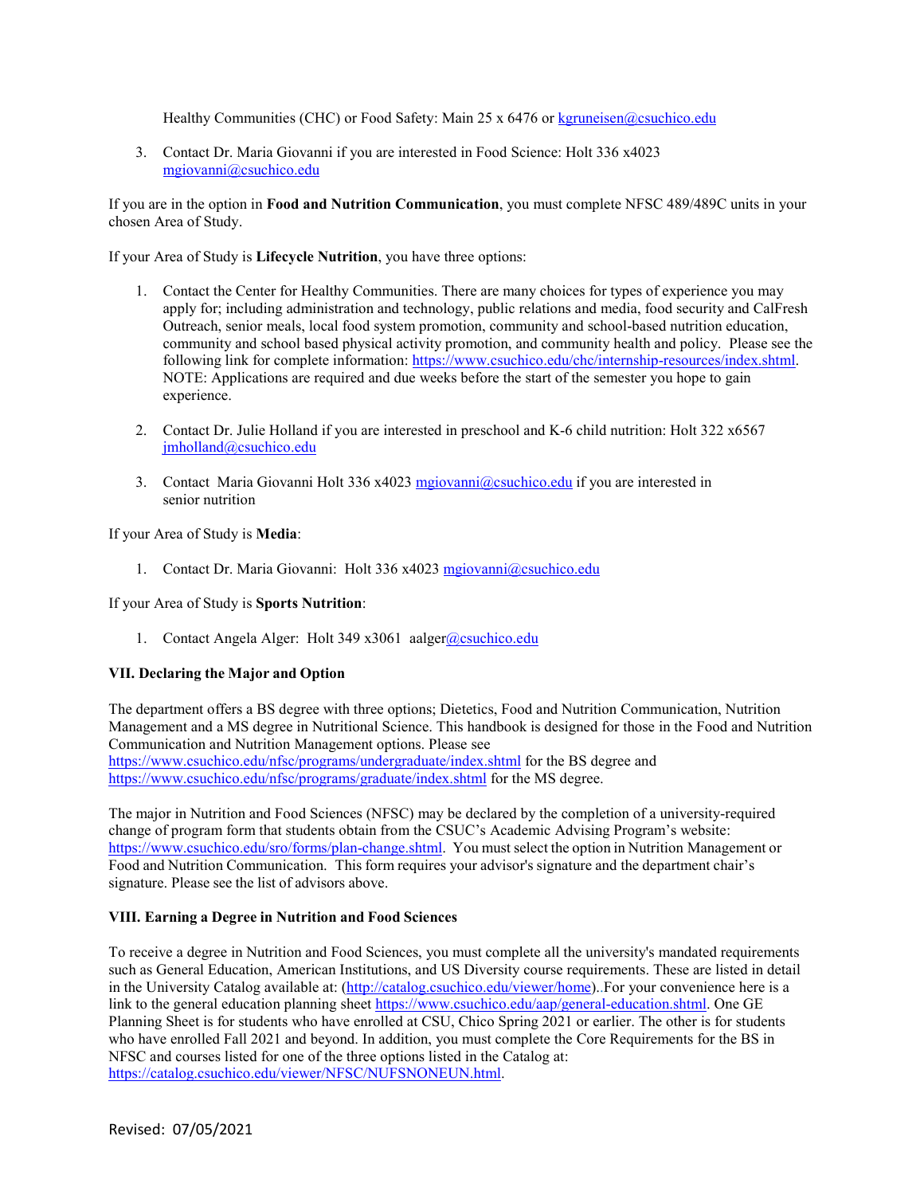Healthy Communities (CHC) or Food Safety: Main 25 x 6476 or kgruneisen@csuchico.edu

3. Contact Dr. Maria Giovanni if you are interested in Food Science: Holt 336 x4023 mgiovanni@csuchico.edu

If you are in the option in **Food and Nutrition Communication**, you must complete NFSC 489/489C units in your chosen Area of Study.

If your Area of Study is **Lifecycle Nutrition**, you have three options:

1. Contact the Center for Healthy Communities. There are many choices for types of experience you may apply for; including administration and technology, public relations and media, food security and CalFresh Outreach, senior meals, local food system promotion, community and school-based nutrition education, community and school based physical activity promotion, and community health and policy. Please see the following link for complete information: https://www.csuchico.edu/chc/internship-resources/index.shtml. NOTE: Applications are required and due weeks before the start of the semester you hope to gain experience.

2. Contact Dr. Julie Holland if you are interested in preschool and K-6 child nutrition: Holt 322 x6567 jmholland@csuchico.edu

3. Contact Maria Giovanni Holt 336 x4023 mgiovanni@csuchico.edu if you are interested in senior nutrition

If your Area of Study is **Media**:

1. Contact Dr. Maria Giovanni: Holt 336 x4023 mgiovanni@csuchico.edu

If your Area of Study is **Sports Nutrition**:

1. Contact Angela Alger: Holt 349 x3061 aalger@csuchico.edu

### VII. Declaring the Major and Option

The department offers a BS degree with three options; Dietetics, Food and Nutrition Communication, Nutrition Management and a MS degree in Nutritional Science. This handbook is designed for those in the Food and Nutrition Communication and Nutrition Management options. Please see https://www.csuchico.edu/nfsc/programs/undergraduate/index.shtml for the BS degree and https://www.csuchico.edu/nfsc/programs/graduate/index.shtml for the MS degree.

The major in Nutrition and Food Sciences (NFSC) may be declared by the completion of a university-required change of program form that students obtain from the CSUC's Academic Advising Program's website: https://www.csuchico.edu/sro/forms/plan-change.shtml. You must select the option in Nutrition Management or Food and Nutrition Communication. This form requires your advisor's signature and the department chair's signature. Please see the list of advisors above.

### VIII. Earning a Degree in Nutrition and Food Sciences

To receive a degree in Nutrition and Food Sciences, you must complete all the university's mandated requirements such as General Education, American Institutions, and US Diversity course requirements. These are listed in detail in the University Catalog available at: (http://catalog.csuchico.edu/viewer/home)..For your convenience here is a link to the general education planning sheet https://www.csuchico.edu/aap/general-education.shtml. One GE Planning Sheet is for students who have enrolled at CSU, Chico Spring 2021 or earlier. The other is for students who have enrolled Fall 2021 and beyond. In addition, you must complete the Core Requirements for the BS in NFSC and courses listed for one of the three options listed in the Catalog at: https://catalog.csuchico.edu/viewer/NFSC/NUFSNONEUN.html.

Revised: 07/05/2021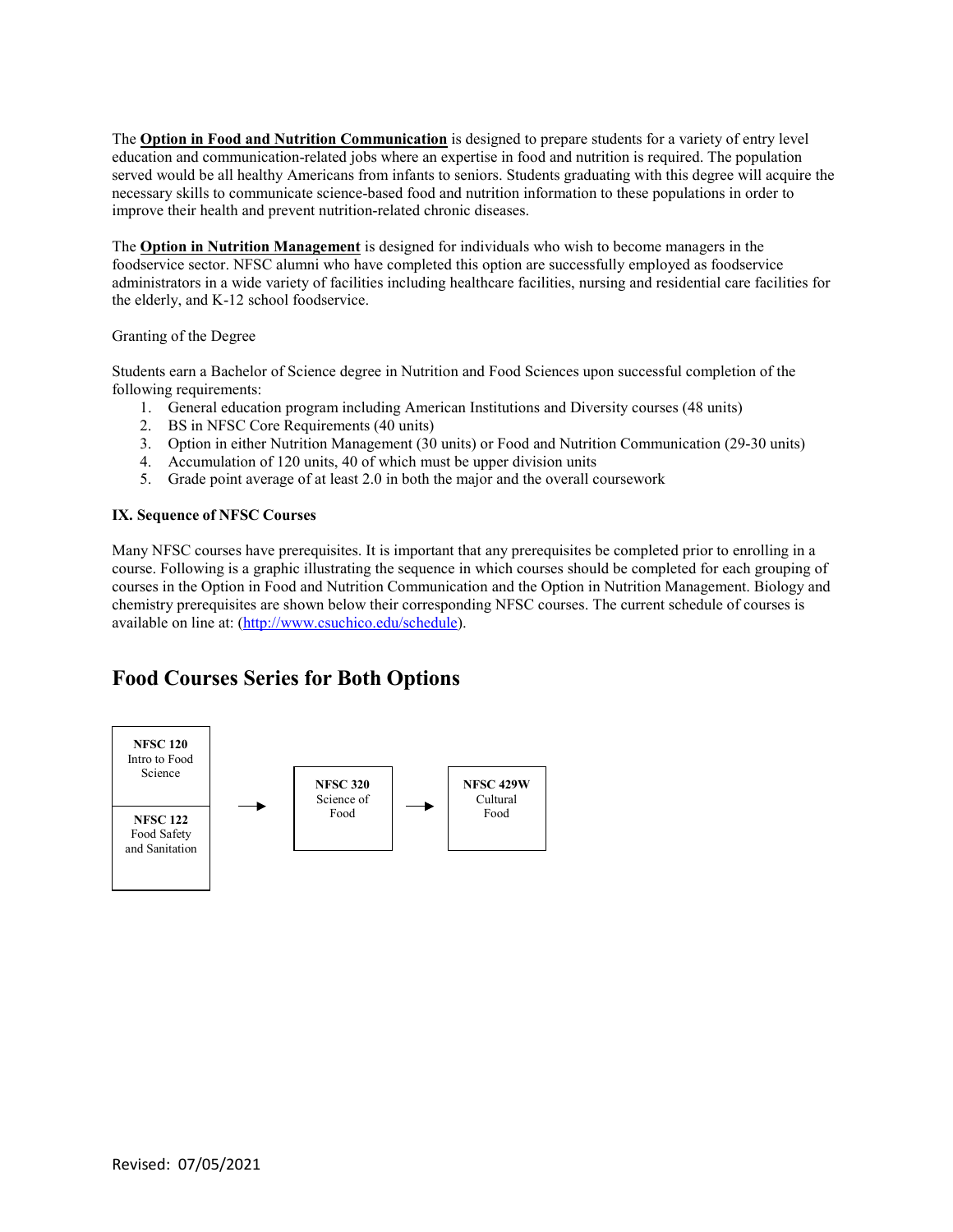The **Option in Food and Nutrition Communication** is designed to prepare students for a variety of entry level education and communication-related jobs where an expertise in food and nutrition is required. The population served would be all healthy Americans from infants to seniors. Students graduating with this degree will acquire the necessary skills to communicate science-based food and nutrition information to these populations in order to improve their health and prevent nutrition-related chronic diseases.

The **Option in Nutrition Management** is designed for individuals who wish to become managers in the foodservice sector. NFSC alumni who have completed this option are successfully employed as foodservice administrators in a wide variety of facilities including healthcare facilities, nursing and residential care facilities for the elderly, and K-12 school foodservice.

Granting of the Degree

Students earn a Bachelor of Science degree in Nutrition and Food Sciences upon successful completion of the following requirements:

1. General education program including American Institutions and Diversity courses (48 units)
2. BS in NFSC Core Requirements (40 units)
3. Option in either Nutrition Management (30 units) or Food and Nutrition Communication (29-30 units)
4. Accumulation of 120 units, 40 of which must be upper division units
5. Grade point average of at least 2.0 in both the major and the overall coursework

**IX. Sequence of NFSC Courses**

Many NFSC courses have prerequisites. It is important that any prerequisites be completed prior to enrolling in a course. Following is a graphic illustrating the sequence in which courses should be completed for each grouping of courses in the Option in Food and Nutrition Communication and the Option in Nutrition Management. Biology and chemistry prerequisites are shown below their corresponding NFSC courses. The current schedule of courses is available on line at: (http://www.csuchico.edu/schedule).

## Food Courses Series for Both Options

**NFSC 120** Intro to Food Science
**NFSC 122** Food Safety and Sanitation
→ **NFSC 320** Science of Food
→ **NFSC 429W** Cultural Food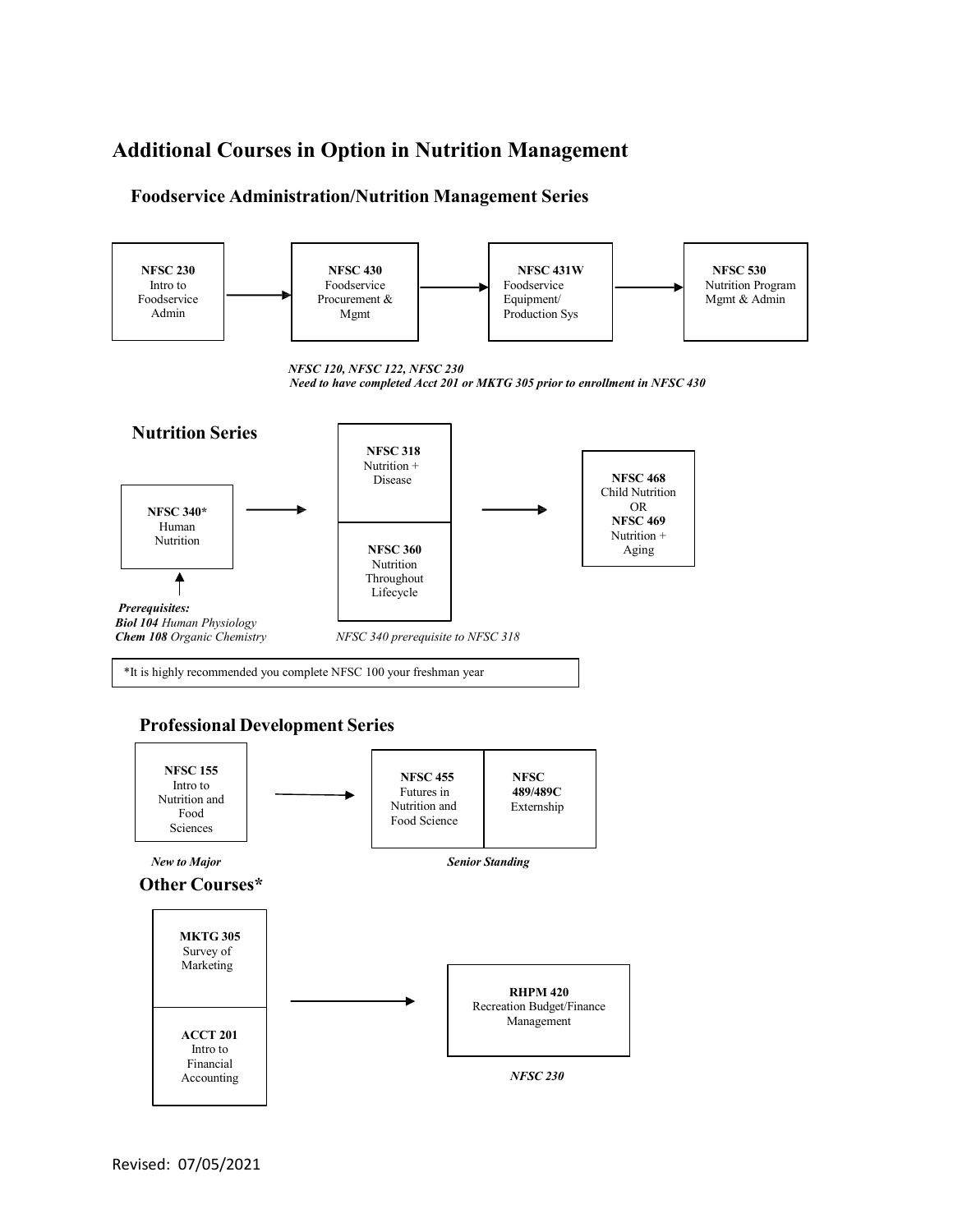# Additional Courses in Option in Nutrition Management

## Foodservice Administration/Nutrition Management Series

**NFSC 230** Intro to Foodservice Admin → **NFSC 430** Foodservice Procurement & Mgmt → **NFSC 431W** Foodservice Equipment/ Production Sys → **NFSC 530** Nutrition Program Mgmt & Admin

***NFSC 120, NFSC 122, NFSC 230***
***Need to have completed Acct 201 or MKTG 305 prior to enrollment in NFSC 430***

## Nutrition Series

**NFSC 340*** Human Nutrition → **NFSC 318** Nutrition + Disease / **NFSC 360** Nutrition Throughout Lifecycle → **NFSC 468** Child Nutrition OR **NFSC 469** Nutrition + Aging

***Prerequisites:***
***Biol 104*** *Human Physiology*
***Chem 108*** *Organic Chemistry*

*NFSC 340 prerequisite to NFSC 318*

*It is highly recommended you complete NFSC 100 your freshman year

## Professional Development Series

**NFSC 155** Intro to Nutrition and Food Sciences → **NFSC 455** Futures in Nutrition and Food Science / **NFSC 489/489C** Externship

***New to Major***

***Senior Standing***

## Other Courses*

**MKTG 305** Survey of Marketing / **ACCT 201** Intro to Financial Accounting → **RHPM 420** Recreation Budget/Finance Management

***NFSC 230***

Revised: 07/05/2021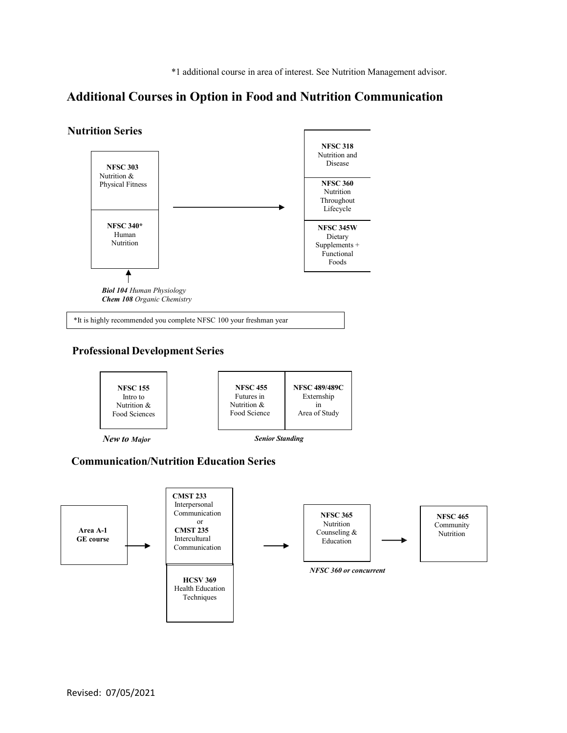*1 additional course in area of interest. See Nutrition Management advisor.

## Additional Courses in Option in Food and Nutrition Communication

### Nutrition Series

**NFSC 303** Nutrition & Physical Fitness

**NFSC 340*** Human Nutrition

→

**NFSC 318** Nutrition and Disease

**NFSC 360** Nutrition Throughout Lifecycle

**NFSC 345W** Dietary Supplements + Functional Foods

↑

***Biol 104*** *Human Physiology*
***Chem 108*** *Organic Chemistry*

*It is highly recommended you complete NFSC 100 your freshman year

### Professional Development Series

**NFSC 155** Intro to Nutrition & Food Sciences

***New to Major***

**NFSC 455** Futures in Nutrition & Food Science

**NFSC 489/489C** Externship in Area of Study

***Senior Standing***

### Communication/Nutrition Education Series

**Area A-1 GE course**

→

**CMST 233** Interpersonal Communication or **CMST 235** Intercultural Communication

**HCSV 369** Health Education Techniques

→

**NFSC 365** Nutrition Counseling & Education

***NFSC 360 or concurrent***

→

**NFSC 465** Community Nutrition

Revised: 07/05/2021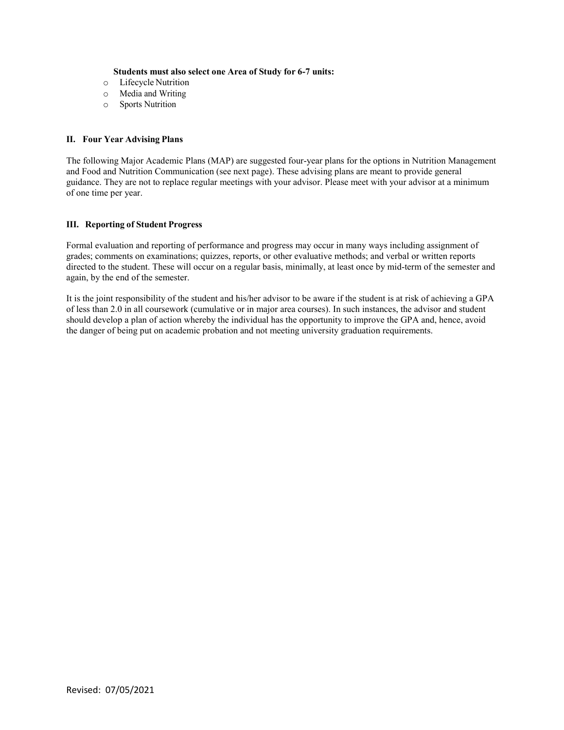**Students must also select one Area of Study for 6-7 units:**

- Lifecycle Nutrition
- Media and Writing
- Sports Nutrition

### II. Four Year Advising Plans

The following Major Academic Plans (MAP) are suggested four-year plans for the options in Nutrition Management and Food and Nutrition Communication (see next page). These advising plans are meant to provide general guidance. They are not to replace regular meetings with your advisor. Please meet with your advisor at a minimum of one time per year.

### III. Reporting of Student Progress

Formal evaluation and reporting of performance and progress may occur in many ways including assignment of grades; comments on examinations; quizzes, reports, or other evaluative methods; and verbal or written reports directed to the student. These will occur on a regular basis, minimally, at least once by mid-term of the semester and again, by the end of the semester.

It is the joint responsibility of the student and his/her advisor to be aware if the student is at risk of achieving a GPA of less than 2.0 in all coursework (cumulative or in major area courses). In such instances, the advisor and student should develop a plan of action whereby the individual has the opportunity to improve the GPA and, hence, avoid the danger of being put on academic probation and not meeting university graduation requirements.

Revised: 07/05/2021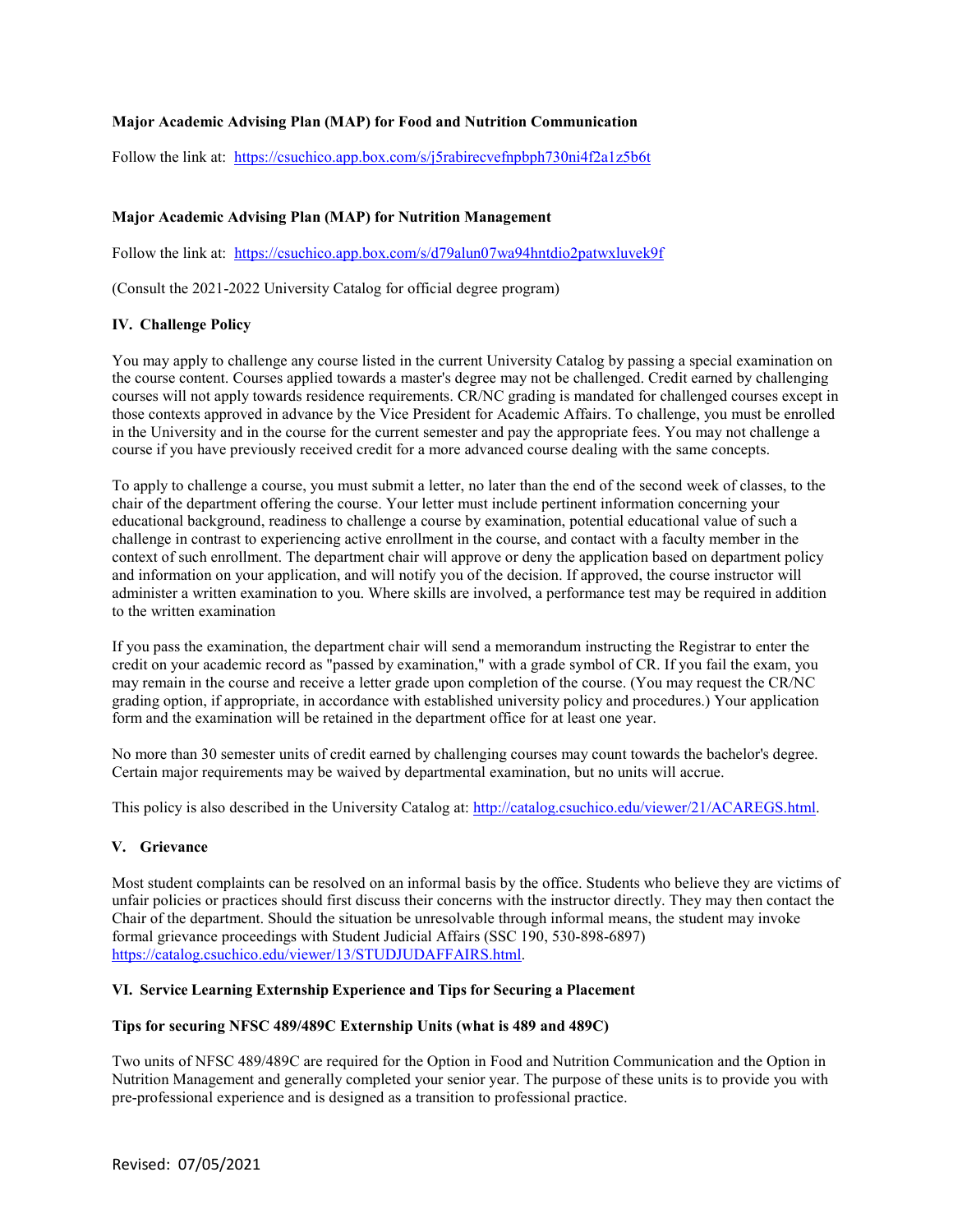**Major Academic Advising Plan (MAP) for Food and Nutrition Communication**

Follow the link at: https://csuchico.app.box.com/s/j5rabirecvefnpbph730ni4f2a1z5b6t

**Major Academic Advising Plan (MAP) for Nutrition Management**

Follow the link at: https://csuchico.app.box.com/s/d79alun07wa94hntdio2patwxluvek9f

(Consult the 2021-2022 University Catalog for official degree program)

## IV. Challenge Policy

You may apply to challenge any course listed in the current University Catalog by passing a special examination on the course content. Courses applied towards a master's degree may not be challenged. Credit earned by challenging courses will not apply towards residence requirements. CR/NC grading is mandated for challenged courses except in those contexts approved in advance by the Vice President for Academic Affairs. To challenge, you must be enrolled in the University and in the course for the current semester and pay the appropriate fees. You may not challenge a course if you have previously received credit for a more advanced course dealing with the same concepts.

To apply to challenge a course, you must submit a letter, no later than the end of the second week of classes, to the chair of the department offering the course. Your letter must include pertinent information concerning your educational background, readiness to challenge a course by examination, potential educational value of such a challenge in contrast to experiencing active enrollment in the course, and contact with a faculty member in the context of such enrollment. The department chair will approve or deny the application based on department policy and information on your application, and will notify you of the decision. If approved, the course instructor will administer a written examination to you. Where skills are involved, a performance test may be required in addition to the written examination

If you pass the examination, the department chair will send a memorandum instructing the Registrar to enter the credit on your academic record as "passed by examination," with a grade symbol of CR. If you fail the exam, you may remain in the course and receive a letter grade upon completion of the course. (You may request the CR/NC grading option, if appropriate, in accordance with established university policy and procedures.) Your application form and the examination will be retained in the department office for at least one year.

No more than 30 semester units of credit earned by challenging courses may count towards the bachelor's degree. Certain major requirements may be waived by departmental examination, but no units will accrue.

This policy is also described in the University Catalog at: http://catalog.csuchico.edu/viewer/21/ACAREGS.html.

## V. Grievance

Most student complaints can be resolved on an informal basis by the office. Students who believe they are victims of unfair policies or practices should first discuss their concerns with the instructor directly. They may then contact the Chair of the department. Should the situation be unresolvable through informal means, the student may invoke formal grievance proceedings with Student Judicial Affairs (SSC 190, 530-898-6897) https://catalog.csuchico.edu/viewer/13/STUDJUDAFFAIRS.html.

## VI. Service Learning Externship Experience and Tips for Securing a Placement

**Tips for securing NFSC 489/489C Externship Units (what is 489 and 489C)**

Two units of NFSC 489/489C are required for the Option in Food and Nutrition Communication and the Option in Nutrition Management and generally completed your senior year. The purpose of these units is to provide you with pre-professional experience and is designed as a transition to professional practice.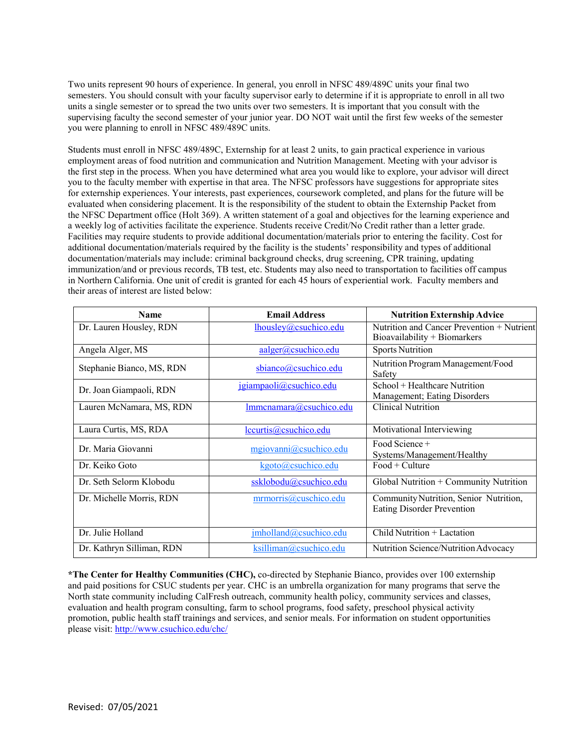Two units represent 90 hours of experience. In general, you enroll in NFSC 489/489C units your final two semesters. You should consult with your faculty supervisor early to determine if it is appropriate to enroll in all two units a single semester or to spread the two units over two semesters. It is important that you consult with the supervising faculty the second semester of your junior year. DO NOT wait until the first few weeks of the semester you were planning to enroll in NFSC 489/489C units.

Students must enroll in NFSC 489/489C, Externship for at least 2 units, to gain practical experience in various employment areas of food nutrition and communication and Nutrition Management. Meeting with your advisor is the first step in the process. When you have determined what area you would like to explore, your advisor will direct you to the faculty member with expertise in that area. The NFSC professors have suggestions for appropriate sites for externship experiences. Your interests, past experiences, coursework completed, and plans for the future will be evaluated when considering placement. It is the responsibility of the student to obtain the Externship Packet from the NFSC Department office (Holt 369). A written statement of a goal and objectives for the learning experience and a weekly log of activities facilitate the experience. Students receive Credit/No Credit rather than a letter grade. Facilities may require students to provide additional documentation/materials prior to entering the facility. Cost for additional documentation/materials required by the facility is the students' responsibility and types of additional documentation/materials may include: criminal background checks, drug screening, CPR training, updating immunization/and or previous records, TB test, etc. Students may also need to transportation to facilities off campus in Northern California. One unit of credit is granted for each 45 hours of experiential work. Faculty members and their areas of interest are listed below:

| Name | Email Address | Nutrition Externship Advice |
|---|---|---|
| Dr. Lauren Housley, RDN | lhousley@csuchico.edu | Nutrition and Cancer Prevention + Nutrient Bioavailability + Biomarkers |
| Angela Alger, MS | aalger@csuchico.edu | Sports Nutrition |
| Stephanie Bianco, MS, RDN | sbianco@csuchico.edu | Nutrition Program Management/Food Safety |
| Dr. Joan Giampaoli, RDN | jgiampaoli@csuchico.edu | School + Healthcare Nutrition Management; Eating Disorders |
| Lauren McNamara, MS, RDN | lmmcnamara@csuchico.edu | Clinical Nutrition |
| Laura Curtis, MS, RDA | lccurtis@csuchico.edu | Motivational Interviewing |
| Dr. Maria Giovanni | mgiovanni@csuchico.edu | Food Science + Systems/Management/Healthy |
| Dr. Keiko Goto | kgoto@csuchico.edu | Food + Culture |
| Dr. Seth Selorm Klobodu | ssklobodu@csuchico.edu | Global Nutrition + Community Nutrition |
| Dr. Michelle Morris, RDN | mrmorris@cuschico.edu | Community Nutrition, Senior Nutrition, Eating Disorder Prevention |
| Dr. Julie Holland | jmholland@csuchico.edu | Child Nutrition + Lactation |
| Dr. Kathryn Silliman, RDN | ksilliman@csuchico.edu | Nutrition Science/Nutrition Advocacy |

***The Center for Healthy Communities (CHC),** co-directed by Stephanie Bianco, provides over 100 externship and paid positions for CSUC students per year. CHC is an umbrella organization for many programs that serve the North state community including CalFresh outreach, community health policy, community services and classes, evaluation and health program consulting, farm to school programs, food safety, preschool physical activity promotion, public health staff trainings and services, and senior meals. For information on student opportunities please visit: http://www.csuchico.edu/chc/

Revised: 07/05/2021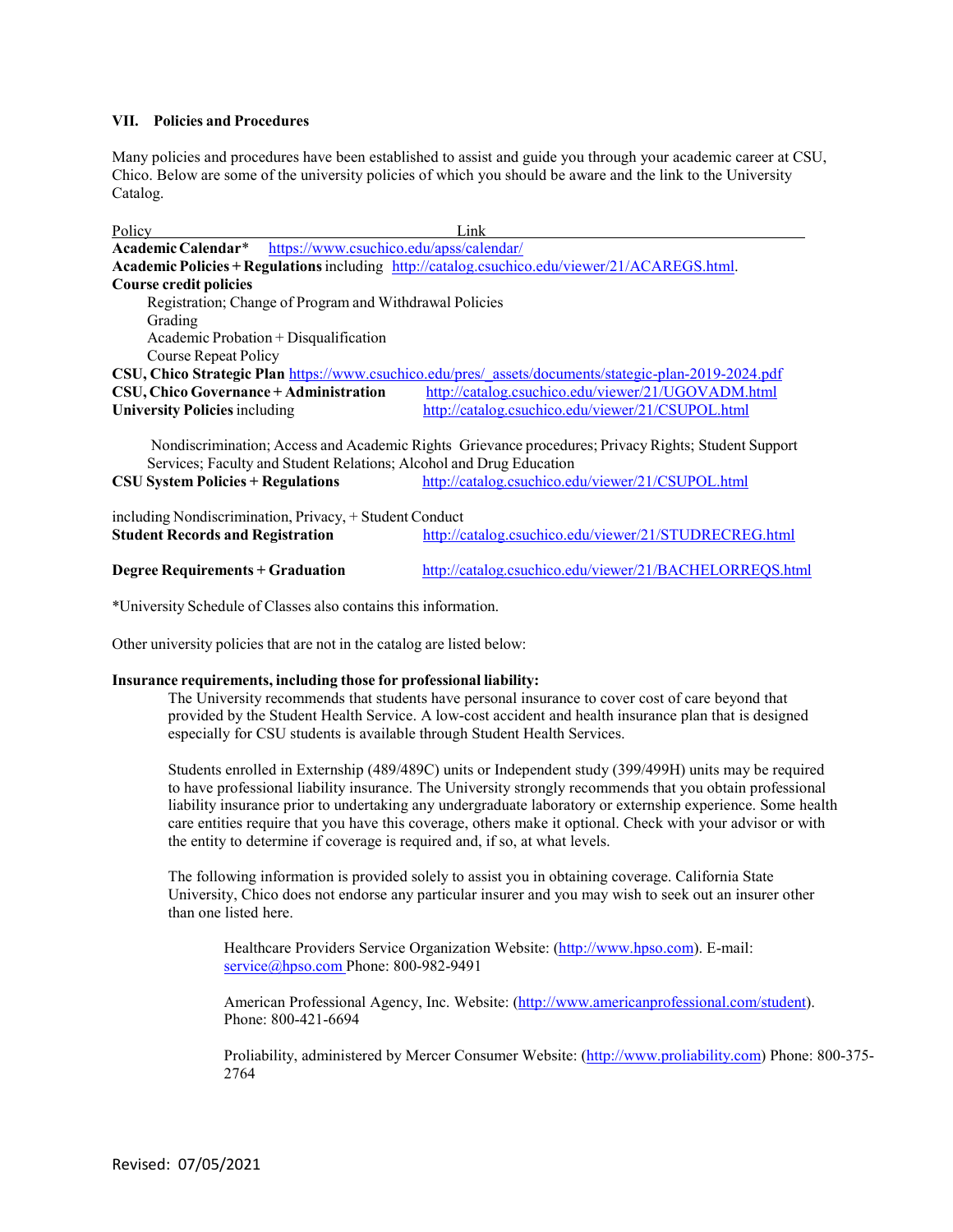### VII. Policies and Procedures

Many policies and procedures have been established to assist and guide you through your academic career at CSU, Chico. Below are some of the university policies of which you should be aware and the link to the University Catalog.

| Policy | Link |
| --- | --- |
| **Academic Calendar*** | https://www.csuchico.edu/apss/calendar/ |
| **Academic Policies + Regulations** including | http://catalog.csuchico.edu/viewer/21/ACAREGS.html. |
| **Course credit policies** | |
| Registration; Change of Program and Withdrawal Policies | |
| Grading | |
| Academic Probation + Disqualification | |
| Course Repeat Policy | |
| **CSU, Chico Strategic Plan** | https://www.csuchico.edu/pres/_assets/documents/stategic-plan-2019-2024.pdf |
| **CSU, Chico Governance + Administration** | http://catalog.csuchico.edu/viewer/21/UGOVADM.html |
| **University Policies** including | http://catalog.csuchico.edu/viewer/21/CSUPOL.html |
| Nondiscrimination; Access and Academic Rights Grievance procedures; Privacy Rights; Student Support Services; Faculty and Student Relations; Alcohol and Drug Education | |
| **CSU System Policies + Regulations** | http://catalog.csuchico.edu/viewer/21/CSUPOL.html |
| including Nondiscrimination, Privacy, + Student Conduct | |
| **Student Records and Registration** | http://catalog.csuchico.edu/viewer/21/STUDRECREG.html |
| **Degree Requirements + Graduation** | http://catalog.csuchico.edu/viewer/21/BACHELORREQS.html |

*University Schedule of Classes also contains this information.

Other university policies that are not in the catalog are listed below:

**Insurance requirements, including those for professional liability:**

The University recommends that students have personal insurance to cover cost of care beyond that provided by the Student Health Service. A low-cost accident and health insurance plan that is designed especially for CSU students is available through Student Health Services.

Students enrolled in Externship (489/489C) units or Independent study (399/499H) units may be required to have professional liability insurance. The University strongly recommends that you obtain professional liability insurance prior to undertaking any undergraduate laboratory or externship experience. Some health care entities require that you have this coverage, others make it optional. Check with your advisor or with the entity to determine if coverage is required and, if so, at what levels.

The following information is provided solely to assist you in obtaining coverage. California State University, Chico does not endorse any particular insurer and you may wish to seek out an insurer other than one listed here.

Healthcare Providers Service Organization Website: (http://www.hpso.com). E-mail: service@hpso.com Phone: 800-982-9491

American Professional Agency, Inc. Website: (http://www.americanprofessional.com/student). Phone: 800-421-6694

Proliability, administered by Mercer Consumer Website: (http://www.proliability.com) Phone: 800-375-2764

Revised: 07/05/2021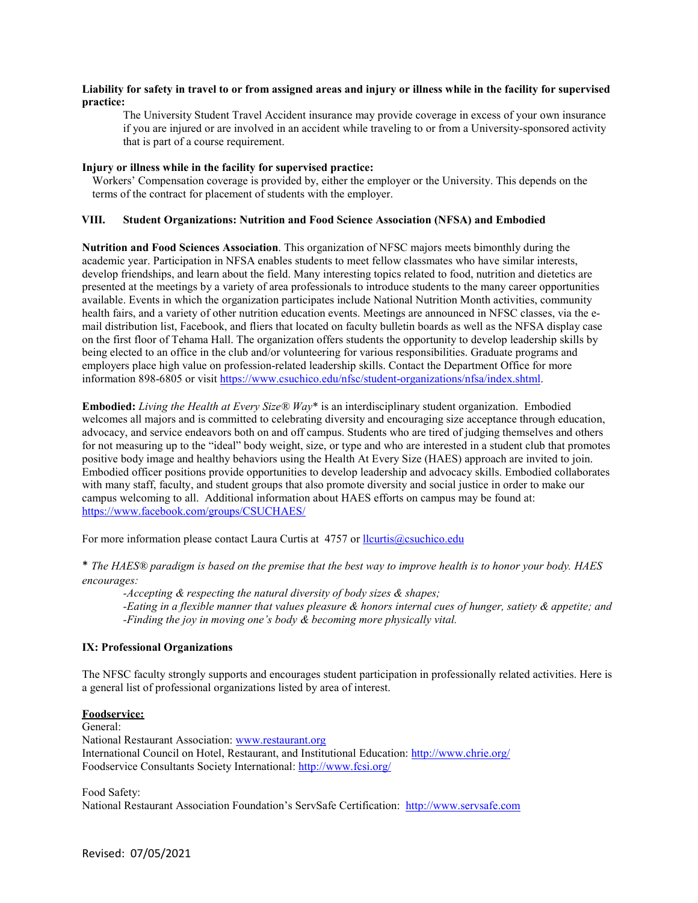**Liability for safety in travel to or from assigned areas and injury or illness while in the facility for supervised practice:**

The University Student Travel Accident insurance may provide coverage in excess of your own insurance if you are injured or are involved in an accident while traveling to or from a University-sponsored activity that is part of a course requirement.

**Injury or illness while in the facility for supervised practice:**

Workers' Compensation coverage is provided by, either the employer or the University. This depends on the terms of the contract for placement of students with the employer.

## VIII. Student Organizations: Nutrition and Food Science Association (NFSA) and Embodied

**Nutrition and Food Sciences Association**. This organization of NFSC majors meets bimonthly during the academic year. Participation in NFSA enables students to meet fellow classmates who have similar interests, develop friendships, and learn about the field. Many interesting topics related to food, nutrition and dietetics are presented at the meetings by a variety of area professionals to introduce students to the many career opportunities available. Events in which the organization participates include National Nutrition Month activities, community health fairs, and a variety of other nutrition education events. Meetings are announced in NFSC classes, via the e-mail distribution list, Facebook, and fliers that located on faculty bulletin boards as well as the NFSA display case on the first floor of Tehama Hall. The organization offers students the opportunity to develop leadership skills by being elected to an office in the club and/or volunteering for various responsibilities. Graduate programs and employers place high value on profession-related leadership skills. Contact the Department Office for more information 898-6805 or visit https://www.csuchico.edu/nfsc/student-organizations/nfsa/index.shtml.

**Embodied:** *Living the Health at Every Size® Way** is an interdisciplinary student organization. Embodied welcomes all majors and is committed to celebrating diversity and encouraging size acceptance through education, advocacy, and service endeavors both on and off campus. Students who are tired of judging themselves and others for not measuring up to the "ideal" body weight, size, or type and who are interested in a student club that promotes positive body image and healthy behaviors using the Health At Every Size (HAES) approach are invited to join. Embodied officer positions provide opportunities to develop leadership and advocacy skills. Embodied collaborates with many staff, faculty, and student groups that also promote diversity and social justice in order to make our campus welcoming to all. Additional information about HAES efforts on campus may be found at: https://www.facebook.com/groups/CSUCHAES/

For more information please contact Laura Curtis at 4757 or llcurtis@csuchico.edu

\* *The HAES® paradigm is based on the premise that the best way to improve health is to honor your body. HAES encourages:*

*-Accepting & respecting the natural diversity of body sizes & shapes;*
*-Eating in a flexible manner that values pleasure & honors internal cues of hunger, satiety & appetite; and*
*-Finding the joy in moving one's body & becoming more physically vital.*

## IX: Professional Organizations

The NFSC faculty strongly supports and encourages student participation in professionally related activities. Here is a general list of professional organizations listed by area of interest.

**Foodservice:**

General:
National Restaurant Association: www.restaurant.org
International Council on Hotel, Restaurant, and Institutional Education: http://www.chrie.org/
Foodservice Consultants Society International: http://www.fcsi.org/

Food Safety:
National Restaurant Association Foundation's ServSafe Certification: http://www.servsafe.com

Revised: 07/05/2021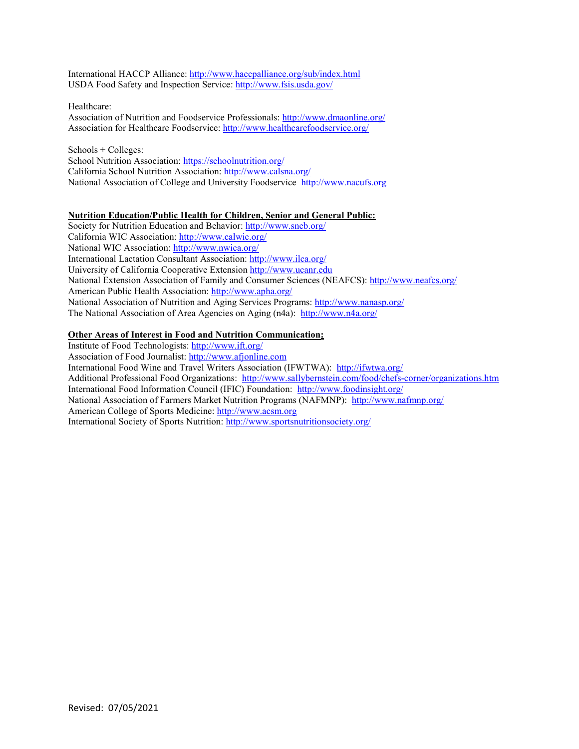International HACCP Alliance: http://www.haccpalliance.org/sub/index.html
USDA Food Safety and Inspection Service: http://www.fsis.usda.gov/

Healthcare:
Association of Nutrition and Foodservice Professionals: http://www.dmaonline.org/
Association for Healthcare Foodservice: http://www.healthcarefoodservice.org/

Schools + Colleges:
School Nutrition Association: https://schoolnutrition.org/
California School Nutrition Association: http://www.calsna.org/
National Association of College and University Foodservice http://www.nacufs.org

**Nutrition Education/Public Health for Children, Senior and General Public:**
Society for Nutrition Education and Behavior: http://www.sneb.org/
California WIC Association: http://www.calwic.org/
National WIC Association: http://www.nwica.org/
International Lactation Consultant Association: http://www.ilca.org/
University of California Cooperative Extension http://www.ucanr.edu
National Extension Association of Family and Consumer Sciences (NEAFCS): http://www.neafcs.org/
American Public Health Association: http://www.apha.org/
National Association of Nutrition and Aging Services Programs: http://www.nanasp.org/
The National Association of Area Agencies on Aging (n4a): http://www.n4a.org/

**Other Areas of Interest in Food and Nutrition Communication:**
Institute of Food Technologists: http://www.ift.org/
Association of Food Journalist: http://www.afjonline.com
International Food Wine and Travel Writers Association (IFWTWA): http://ifwtwa.org/
Additional Professional Food Organizations: http://www.sallybernstein.com/food/chefs-corner/organizations.htm
International Food Information Council (IFIC) Foundation: http://www.foodinsight.org/
National Association of Farmers Market Nutrition Programs (NAFMNP): http://www.nafmnp.org/
American College of Sports Medicine: http://www.acsm.org
International Society of Sports Nutrition: http://www.sportsnutritionsociety.org/

Revised: 07/05/2021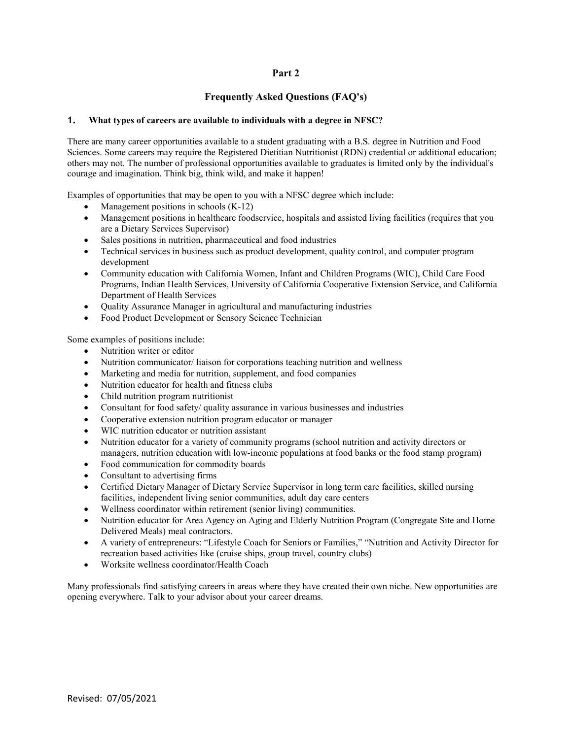## Part 2

## Frequently Asked Questions (FAQ's)

### 1. What types of careers are available to individuals with a degree in NFSC?

There are many career opportunities available to a student graduating with a B.S. degree in Nutrition and Food Sciences. Some careers may require the Registered Dietitian Nutritionist (RDN) credential or additional education; others may not. The number of professional opportunities available to graduates is limited only by the individual's courage and imagination. Think big, think wild, and make it happen!

Examples of opportunities that may be open to you with a NFSC degree which include:

- Management positions in schools (K-12)
- Management positions in healthcare foodservice, hospitals and assisted living facilities (requires that you are a Dietary Services Supervisor)
- Sales positions in nutrition, pharmaceutical and food industries
- Technical services in business such as product development, quality control, and computer program development
- Community education with California Women, Infant and Children Programs (WIC), Child Care Food Programs, Indian Health Services, University of California Cooperative Extension Service, and California Department of Health Services
- Quality Assurance Manager in agricultural and manufacturing industries
- Food Product Development or Sensory Science Technician

Some examples of positions include:

- Nutrition writer or editor
- Nutrition communicator/ liaison for corporations teaching nutrition and wellness
- Marketing and media for nutrition, supplement, and food companies
- Nutrition educator for health and fitness clubs
- Child nutrition program nutritionist
- Consultant for food safety/ quality assurance in various businesses and industries
- Cooperative extension nutrition program educator or manager
- WIC nutrition educator or nutrition assistant
- Nutrition educator for a variety of community programs (school nutrition and activity directors or managers, nutrition education with low-income populations at food banks or the food stamp program)
- Food communication for commodity boards
- Consultant to advertising firms
- Certified Dietary Manager of Dietary Service Supervisor in long term care facilities, skilled nursing facilities, independent living senior communities, adult day care centers
- Wellness coordinator within retirement (senior living) communities.
- Nutrition educator for Area Agency on Aging and Elderly Nutrition Program (Congregate Site and Home Delivered Meals) meal contractors.
- A variety of entrepreneurs: "Lifestyle Coach for Seniors or Families," "Nutrition and Activity Director for recreation based activities like (cruise ships, group travel, country clubs)
- Worksite wellness coordinator/Health Coach

Many professionals find satisfying careers in areas where they have created their own niche. New opportunities are opening everywhere. Talk to your advisor about your career dreams.

Revised: 07/05/2021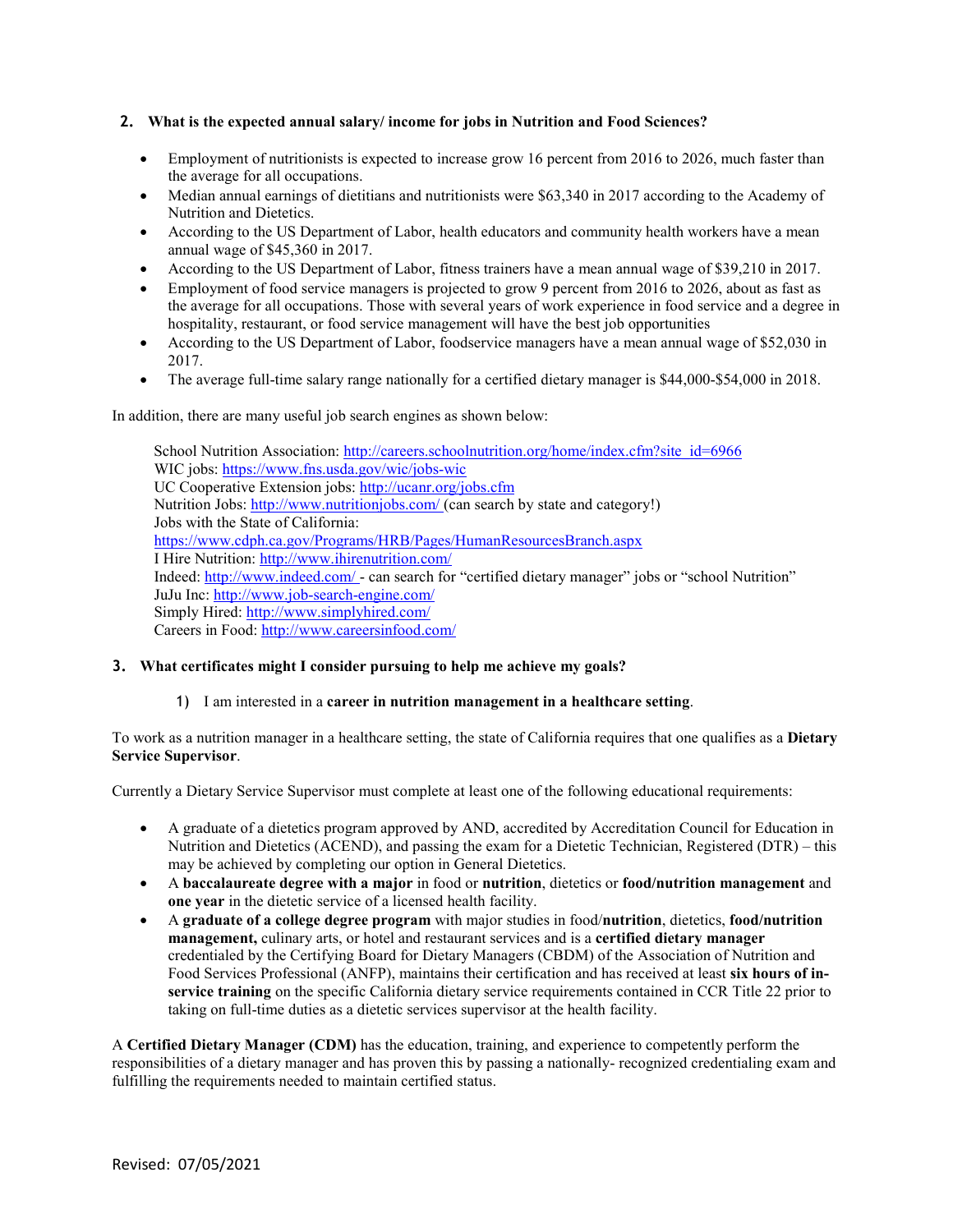**2. What is the expected annual salary/ income for jobs in Nutrition and Food Sciences?**

- Employment of nutritionists is expected to increase grow 16 percent from 2016 to 2026, much faster than the average for all occupations.
- Median annual earnings of dietitians and nutritionists were $63,340 in 2017 according to the Academy of Nutrition and Dietetics.
- According to the US Department of Labor, health educators and community health workers have a mean annual wage of $45,360 in 2017.
- According to the US Department of Labor, fitness trainers have a mean annual wage of $39,210 in 2017.
- Employment of food service managers is projected to grow 9 percent from 2016 to 2026, about as fast as the average for all occupations. Those with several years of work experience in food service and a degree in hospitality, restaurant, or food service management will have the best job opportunities
- According to the US Department of Labor, foodservice managers have a mean annual wage of $52,030 in 2017.
- The average full-time salary range nationally for a certified dietary manager is $44,000-$54,000 in 2018.

In addition, there are many useful job search engines as shown below:

School Nutrition Association: http://careers.schoolnutrition.org/home/index.cfm?site_id=6966
WIC jobs: https://www.fns.usda.gov/wic/jobs-wic
UC Cooperative Extension jobs: http://ucanr.org/jobs.cfm
Nutrition Jobs: http://www.nutritionjobs.com/ (can search by state and category!)
Jobs with the State of California:
https://www.cdph.ca.gov/Programs/HRB/Pages/HumanResourcesBranch.aspx
I Hire Nutrition: http://www.ihirenutrition.com/
Indeed: http://www.indeed.com/ - can search for "certified dietary manager" jobs or "school Nutrition"
JuJu Inc: http://www.job-search-engine.com/
Simply Hired: http://www.simplyhired.com/
Careers in Food: http://www.careersinfood.com/

**3. What certificates might I consider pursuing to help me achieve my goals?**

1) I am interested in a **career in nutrition management in a healthcare setting**.

To work as a nutrition manager in a healthcare setting, the state of California requires that one qualifies as a **Dietary Service Supervisor**.

Currently a Dietary Service Supervisor must complete at least one of the following educational requirements:

- A graduate of a dietetics program approved by AND, accredited by Accreditation Council for Education in Nutrition and Dietetics (ACEND), and passing the exam for a Dietetic Technician, Registered (DTR) – this may be achieved by completing our option in General Dietetics.
- A **baccalaureate degree with a major** in food or **nutrition**, dietetics or **food/nutrition management** and **one year** in the dietetic service of a licensed health facility.
- A **graduate of a college degree program** with major studies in food/**nutrition**, dietetics, **food/nutrition management,** culinary arts, or hotel and restaurant services and is a **certified dietary manager** credentialed by the Certifying Board for Dietary Managers (CBDM) of the Association of Nutrition and Food Services Professional (ANFP), maintains their certification and has received at least **six hours of in-service training** on the specific California dietary service requirements contained in CCR Title 22 prior to taking on full-time duties as a dietetic services supervisor at the health facility.

A **Certified Dietary Manager (CDM)** has the education, training, and experience to competently perform the responsibilities of a dietary manager and has proven this by passing a nationally- recognized credentialing exam and fulfilling the requirements needed to maintain certified status.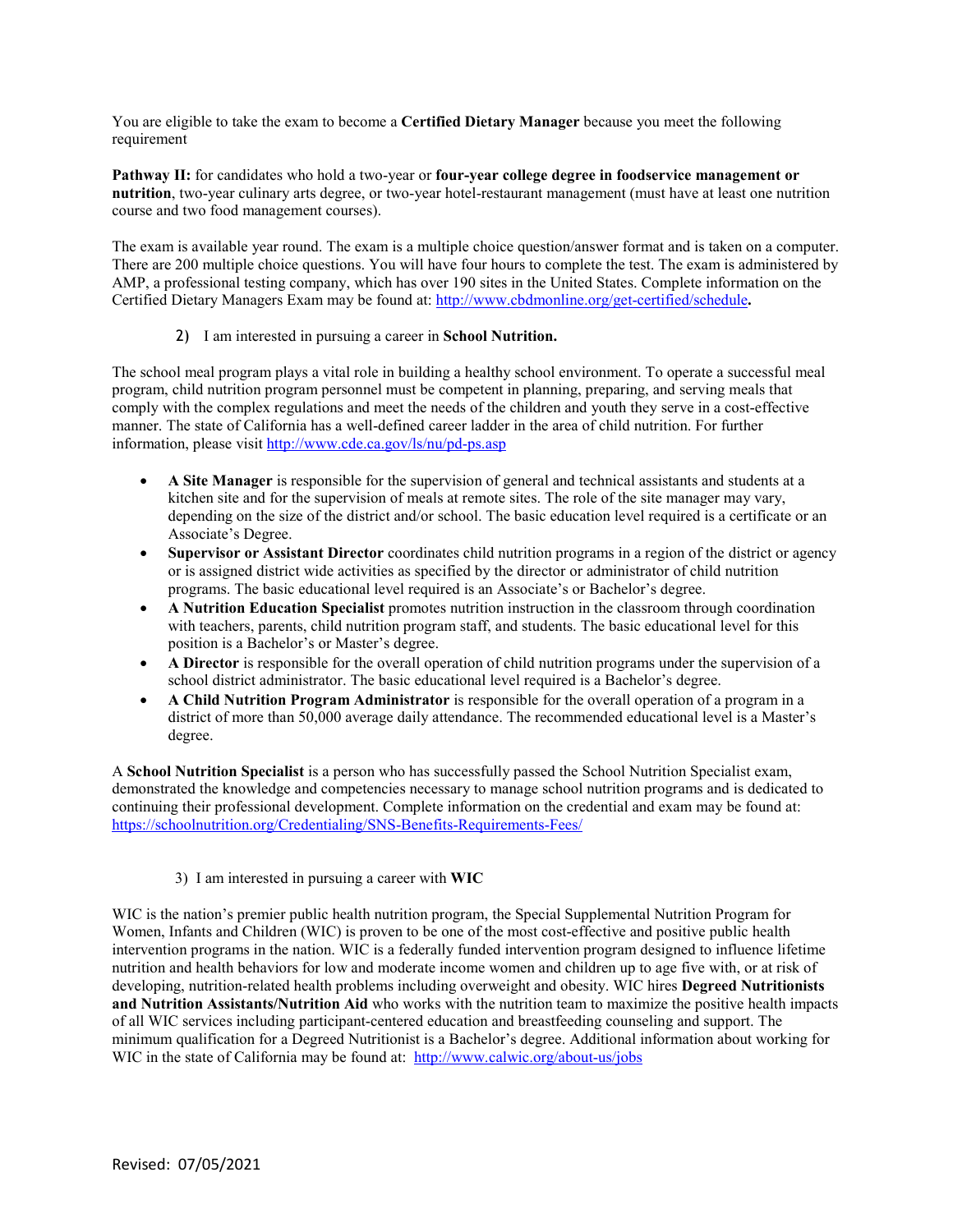You are eligible to take the exam to become a **Certified Dietary Manager** because you meet the following requirement

**Pathway II:** for candidates who hold a two-year or **four-year college degree in foodservice management or nutrition**, two-year culinary arts degree, or two-year hotel-restaurant management (must have at least one nutrition course and two food management courses).

The exam is available year round. The exam is a multiple choice question/answer format and is taken on a computer. There are 200 multiple choice questions. You will have four hours to complete the test. The exam is administered by AMP, a professional testing company, which has over 190 sites in the United States. Complete information on the Certified Dietary Managers Exam may be found at: [http://www.cbdmonline.org/get-certified/schedule](http://www.cbdmonline.org/get-certified/schedule)**.**

2) I am interested in pursuing a career in **School Nutrition.**

The school meal program plays a vital role in building a healthy school environment. To operate a successful meal program, child nutrition program personnel must be competent in planning, preparing, and serving meals that comply with the complex regulations and meet the needs of the children and youth they serve in a cost-effective manner. The state of California has a well-defined career ladder in the area of child nutrition. For further information, please visit [http://www.cde.ca.gov/ls/nu/pd-ps.asp](http://www.cde.ca.gov/ls/nu/pd-ps.asp)

- **A Site Manager** is responsible for the supervision of general and technical assistants and students at a kitchen site and for the supervision of meals at remote sites. The role of the site manager may vary, depending on the size of the district and/or school. The basic education level required is a certificate or an Associate's Degree.
- **Supervisor or Assistant Director** coordinates child nutrition programs in a region of the district or agency or is assigned district wide activities as specified by the director or administrator of child nutrition programs. The basic educational level required is an Associate's or Bachelor's degree.
- **A Nutrition Education Specialist** promotes nutrition instruction in the classroom through coordination with teachers, parents, child nutrition program staff, and students. The basic educational level for this position is a Bachelor's or Master's degree.
- **A Director** is responsible for the overall operation of child nutrition programs under the supervision of a school district administrator. The basic educational level required is a Bachelor's degree.
- **A Child Nutrition Program Administrator** is responsible for the overall operation of a program in a district of more than 50,000 average daily attendance. The recommended educational level is a Master's degree.

A **School Nutrition Specialist** is a person who has successfully passed the School Nutrition Specialist exam, demonstrated the knowledge and competencies necessary to manage school nutrition programs and is dedicated to continuing their professional development. Complete information on the credential and exam may be found at: [https://schoolnutrition.org/Credentialing/SNS-Benefits-Requirements-Fees/](https://schoolnutrition.org/Credentialing/SNS-Benefits-Requirements-Fees/)

3) I am interested in pursuing a career with **WIC**

WIC is the nation's premier public health nutrition program, the Special Supplemental Nutrition Program for Women, Infants and Children (WIC) is proven to be one of the most cost-effective and positive public health intervention programs in the nation. WIC is a federally funded intervention program designed to influence lifetime nutrition and health behaviors for low and moderate income women and children up to age five with, or at risk of developing, nutrition-related health problems including overweight and obesity. WIC hires **Degreed Nutritionists and Nutrition Assistants/Nutrition Aid** who works with the nutrition team to maximize the positive health impacts of all WIC services including participant-centered education and breastfeeding counseling and support. The minimum qualification for a Degreed Nutritionist is a Bachelor's degree. Additional information about working for WIC in the state of California may be found at: [http://www.calwic.org/about-us/jobs](http://www.calwic.org/about-us/jobs)

Revised: 07/05/2021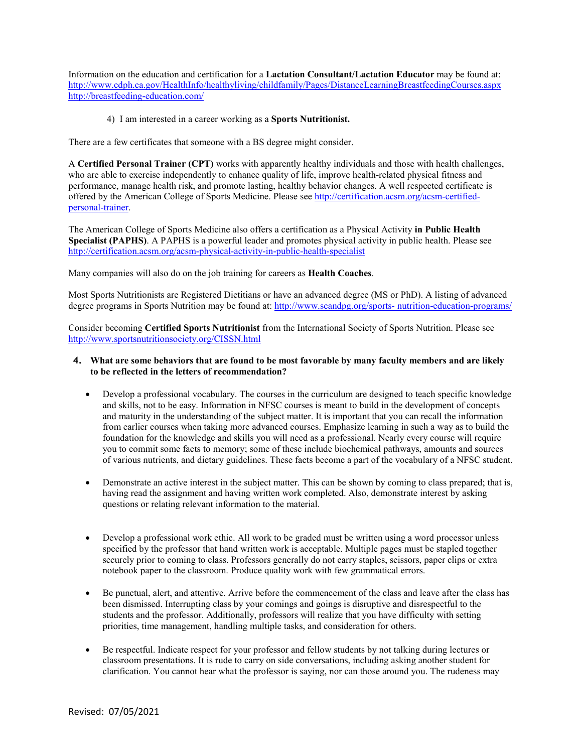Information on the education and certification for a **Lactation Consultant/Lactation Educator** may be found at: http://www.cdph.ca.gov/HealthInfo/healthyliving/childfamily/Pages/DistanceLearningBreastfeedingCourses.aspx http://breastfeeding-education.com/

4) I am interested in a career working as a **Sports Nutritionist.**

There are a few certificates that someone with a BS degree might consider.

A **Certified Personal Trainer (CPT)** works with apparently healthy individuals and those with health challenges, who are able to exercise independently to enhance quality of life, improve health-related physical fitness and performance, manage health risk, and promote lasting, healthy behavior changes. A well respected certificate is offered by the American College of Sports Medicine. Please see http://certification.acsm.org/acsm-certified-personal-trainer.

The American College of Sports Medicine also offers a certification as a Physical Activity **in Public Health Specialist (PAPHS)**. A PAPHS is a powerful leader and promotes physical activity in public health. Please see http://certification.acsm.org/acsm-physical-activity-in-public-health-specialist

Many companies will also do on the job training for careers as **Health Coaches**.

Most Sports Nutritionists are Registered Dietitians or have an advanced degree (MS or PhD). A listing of advanced degree programs in Sports Nutrition may be found at: http://www.scandpg.org/sports- nutrition-education-programs/

Consider becoming **Certified Sports Nutritionist** from the International Society of Sports Nutrition. Please see http://www.sportsnutritionsociety.org/CISSN.html

**4. What are some behaviors that are found to be most favorable by many faculty members and are likely to be reflected in the letters of recommendation?**

- Develop a professional vocabulary. The courses in the curriculum are designed to teach specific knowledge and skills, not to be easy. Information in NFSC courses is meant to build in the development of concepts and maturity in the understanding of the subject matter. It is important that you can recall the information from earlier courses when taking more advanced courses. Emphasize learning in such a way as to build the foundation for the knowledge and skills you will need as a professional. Nearly every course will require you to commit some facts to memory; some of these include biochemical pathways, amounts and sources of various nutrients, and dietary guidelines. These facts become a part of the vocabulary of a NFSC student.

- Demonstrate an active interest in the subject matter. This can be shown by coming to class prepared; that is, having read the assignment and having written work completed. Also, demonstrate interest by asking questions or relating relevant information to the material.

- Develop a professional work ethic. All work to be graded must be written using a word processor unless specified by the professor that hand written work is acceptable. Multiple pages must be stapled together securely prior to coming to class. Professors generally do not carry staples, scissors, paper clips or extra notebook paper to the classroom. Produce quality work with few grammatical errors.

- Be punctual, alert, and attentive. Arrive before the commencement of the class and leave after the class has been dismissed. Interrupting class by your comings and goings is disruptive and disrespectful to the students and the professor. Additionally, professors will realize that you have difficulty with setting priorities, time management, handling multiple tasks, and consideration for others.

- Be respectful. Indicate respect for your professor and fellow students by not talking during lectures or classroom presentations. It is rude to carry on side conversations, including asking another student for clarification. You cannot hear what the professor is saying, nor can those around you. The rudeness may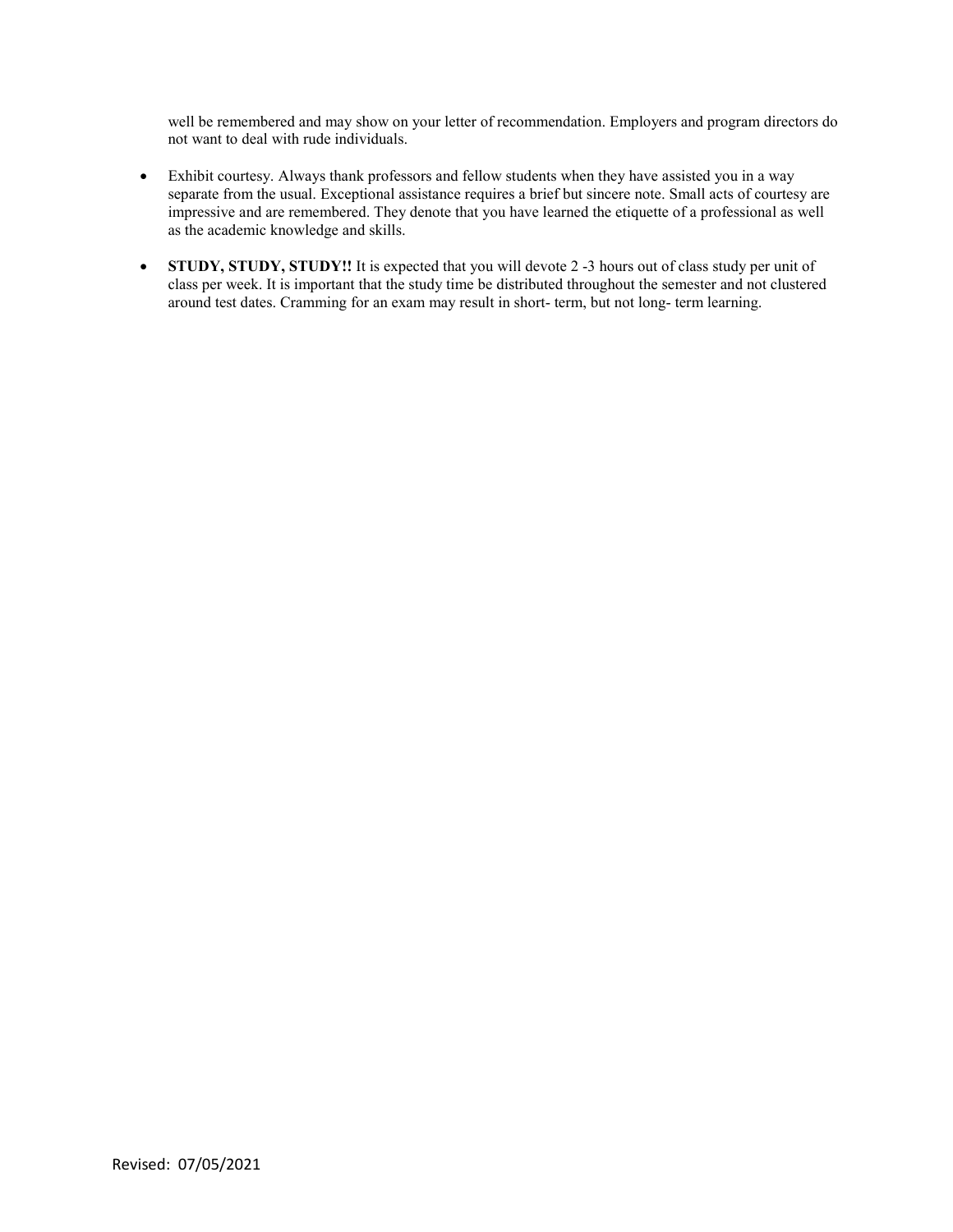well be remembered and may show on your letter of recommendation. Employers and program directors do not want to deal with rude individuals.

- Exhibit courtesy. Always thank professors and fellow students when they have assisted you in a way separate from the usual. Exceptional assistance requires a brief but sincere note. Small acts of courtesy are impressive and are remembered. They denote that you have learned the etiquette of a professional as well as the academic knowledge and skills.

- **STUDY, STUDY, STUDY!!** It is expected that you will devote 2 -3 hours out of class study per unit of class per week. It is important that the study time be distributed throughout the semester and not clustered around test dates. Cramming for an exam may result in short- term, but not long- term learning.

Revised: 07/05/2021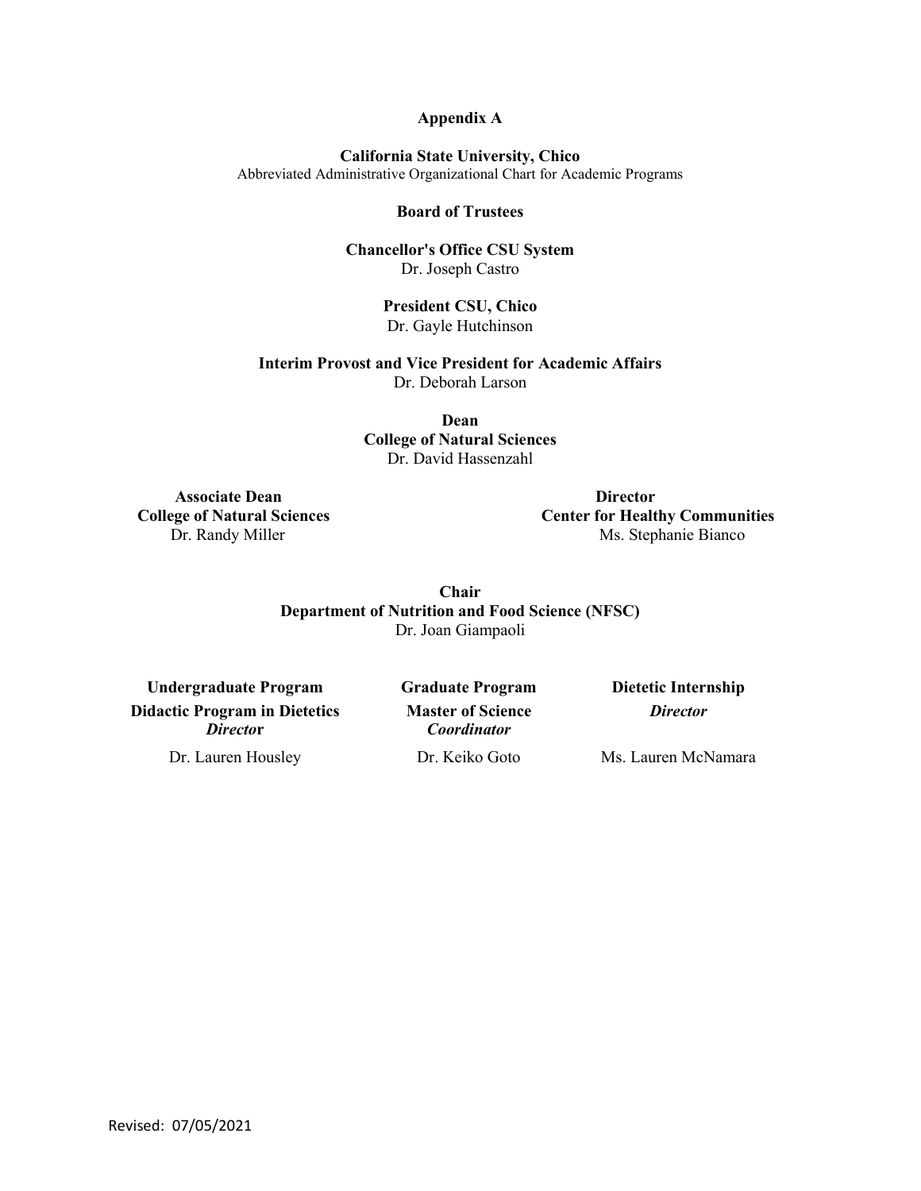# Appendix A

**California State University, Chico**
Abbreviated Administrative Organizational Chart for Academic Programs

**Board of Trustees**

**Chancellor's Office CSU System**
Dr. Joseph Castro

**President CSU, Chico**
Dr. Gayle Hutchinson

**Interim Provost and Vice President for Academic Affairs**
Dr. Deborah Larson

**Dean**
**College of Natural Sciences**
Dr. David Hassenzahl

**Associate Dean**
**College of Natural Sciences**
Dr. Randy Miller

**Director**
**Center for Healthy Communities**
Ms. Stephanie Bianco

**Chair**
**Department of Nutrition and Food Science (NFSC)**
Dr. Joan Giampaoli

| Undergraduate Program | Graduate Program | Dietetic Internship |
|---|---|---|
| **Didactic Program in Dietetics** ***Director*** | **Master of Science** ***Coordinator*** | ***Director*** |
| Dr. Lauren Housley | Dr. Keiko Goto | Ms. Lauren McNamara |

Revised: 07/05/2021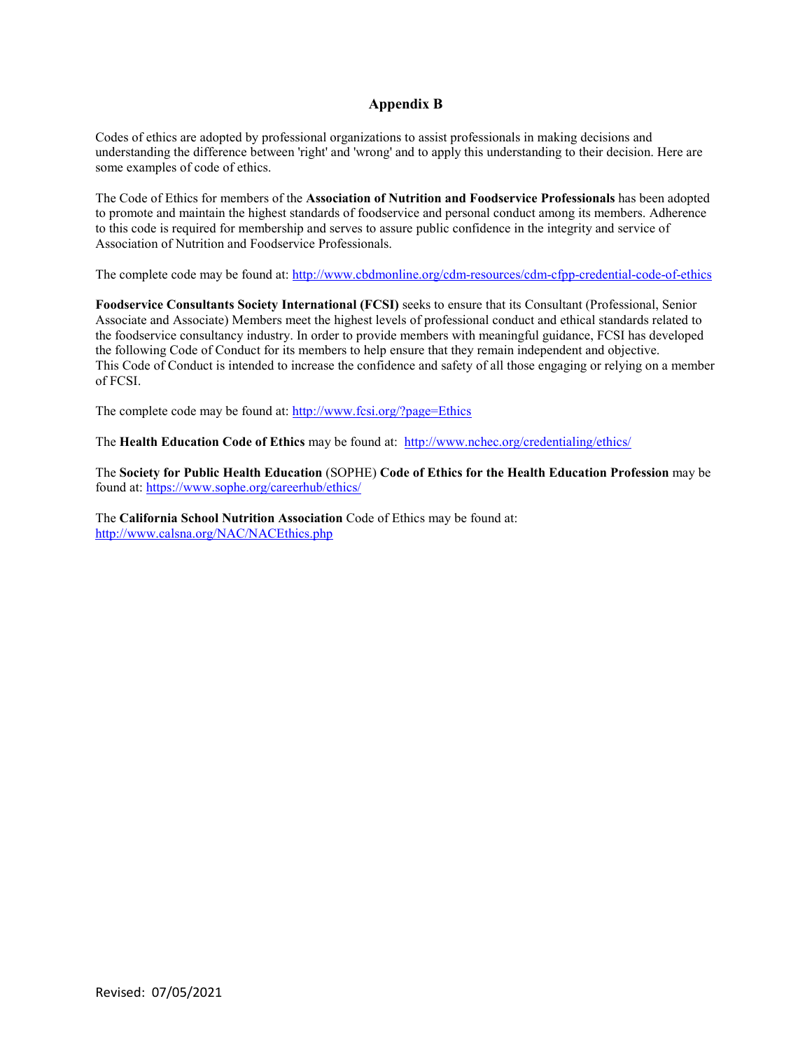## Appendix B

Codes of ethics are adopted by professional organizations to assist professionals in making decisions and understanding the difference between 'right' and 'wrong' and to apply this understanding to their decision. Here are some examples of code of ethics.

The Code of Ethics for members of the **Association of Nutrition and Foodservice Professionals** has been adopted to promote and maintain the highest standards of foodservice and personal conduct among its members. Adherence to this code is required for membership and serves to assure public confidence in the integrity and service of Association of Nutrition and Foodservice Professionals.

The complete code may be found at: http://www.cbdmonline.org/cdm-resources/cdm-cfpp-credential-code-of-ethics

**Foodservice Consultants Society International (FCSI)** seeks to ensure that its Consultant (Professional, Senior Associate and Associate) Members meet the highest levels of professional conduct and ethical standards related to the foodservice consultancy industry. In order to provide members with meaningful guidance, FCSI has developed the following Code of Conduct for its members to help ensure that they remain independent and objective. This Code of Conduct is intended to increase the confidence and safety of all those engaging or relying on a member of FCSI.

The complete code may be found at: http://www.fcsi.org/?page=Ethics

The **Health Education Code of Ethics** may be found at: http://www.nchec.org/credentialing/ethics/

The **Society for Public Health Education** (SOPHE) **Code of Ethics for the Health Education Profession** may be found at: https://www.sophe.org/careerhub/ethics/

The **California School Nutrition Association** Code of Ethics may be found at: http://www.calsna.org/NAC/NACEthics.php

Revised: 07/05/2021